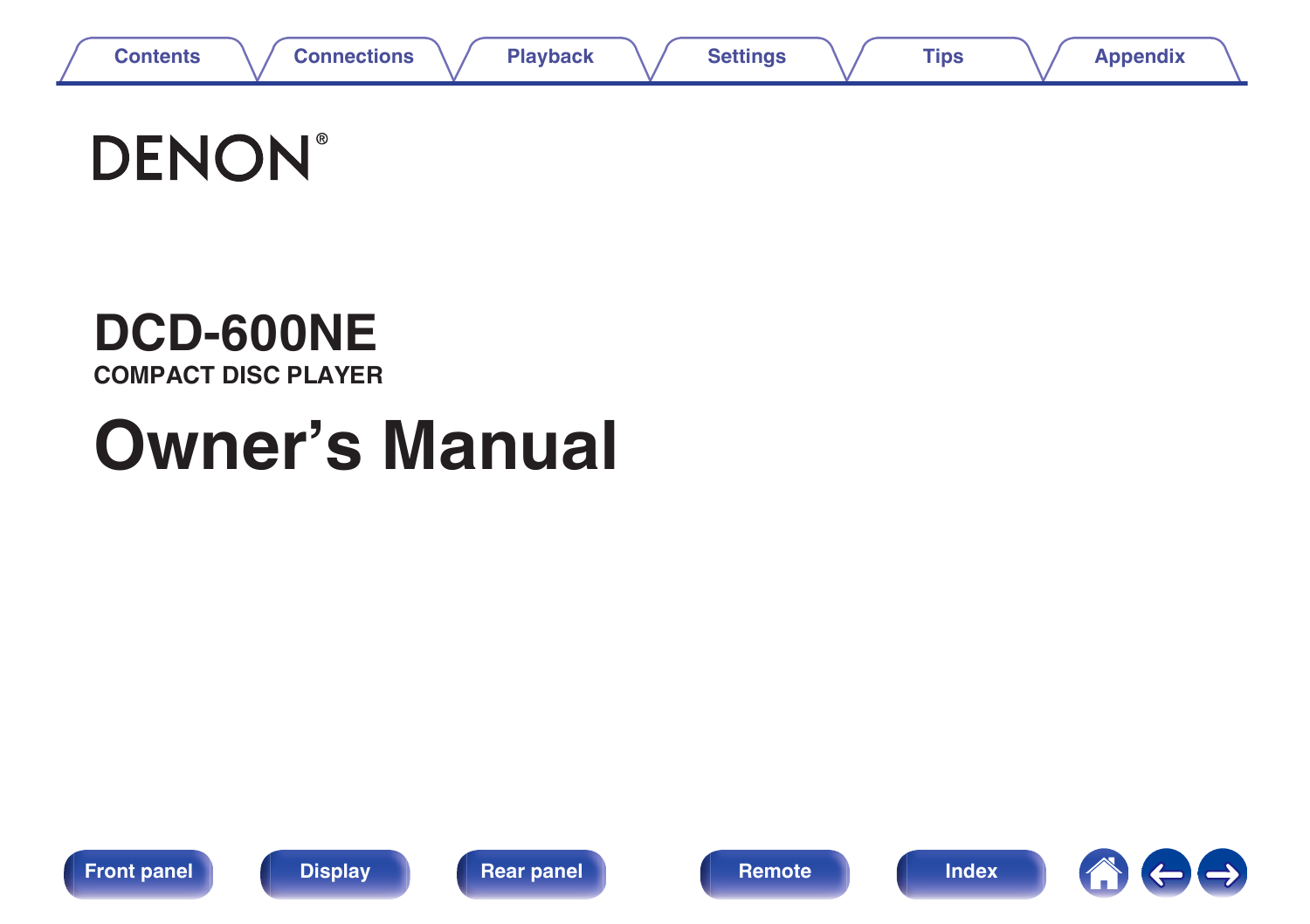DENON®

# DCD-600NE

COMPACT DISC PLAYER

# Owner’s Manual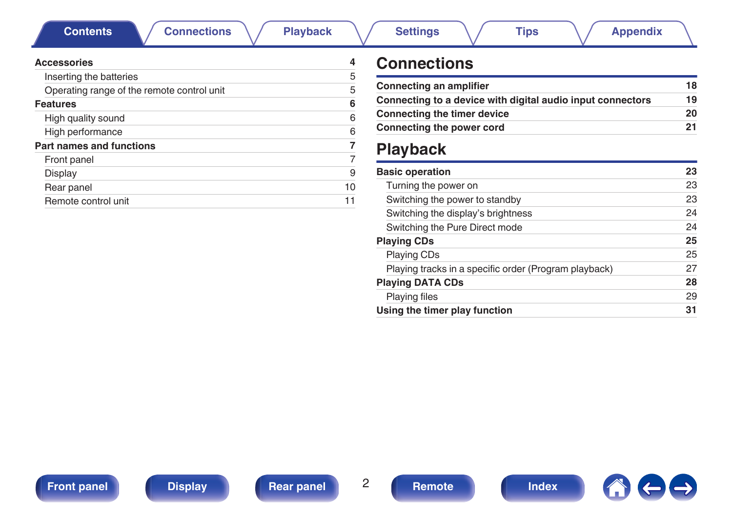| | |
|---|---|
| **Accessories** | **4** |
| Inserting the batteries | 5 |
| Operating range of the remote control unit | 5 |
| **Features** | **6** |
| High quality sound | 6 |
| High performance | 6 |
| **Part names and functions** | **7** |
| Front panel | 7 |
| Display | 9 |
| Rear panel | 10 |
| Remote control unit | 11 |

# Connections

| | |
|---|---|
| **Connecting an amplifier** | **18** |
| **Connecting to a device with digital audio input connectors** | **19** |
| **Connecting the timer device** | **20** |
| **Connecting the power cord** | **21** |

# Playback

| | |
|---|---|
| **Basic operation** | **23** |
| Turning the power on | 23 |
| Switching the power to standby | 23 |
| Switching the display’s brightness | 24 |
| Switching the Pure Direct mode | 24 |
| **Playing CDs** | **25** |
| Playing CDs | 25 |
| Playing tracks in a specific order (Program playback) | 27 |
| **Playing DATA CDs** | **28** |
| Playing files | 29 |
| **Using the timer play function** | **31** |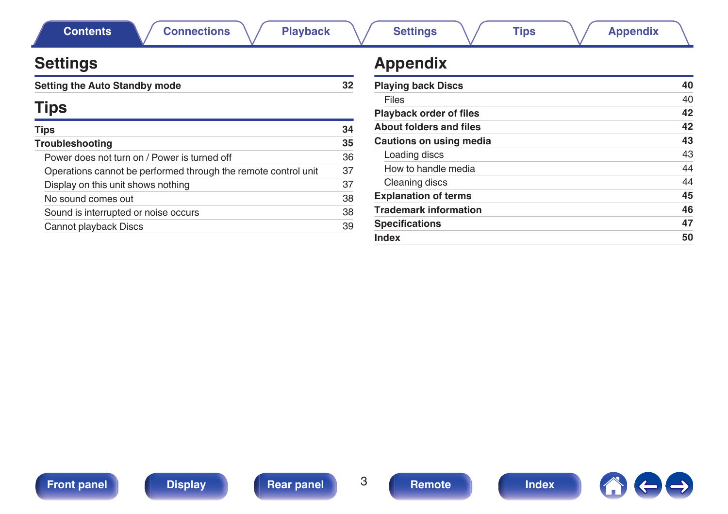## Settings

| | |
|---|---|
| **Setting the Auto Standby mode** | **32** |

## Tips

| | |
|---|---|
| **Tips** | **34** |
| **Troubleshooting** | **35** |
| Power does not turn on / Power is turned off | 36 |
| Operations cannot be performed through the remote control unit | 37 |
| Display on this unit shows nothing | 37 |
| No sound comes out | 38 |
| Sound is interrupted or noise occurs | 38 |
| Cannot playback Discs | 39 |

## Appendix

| | |
|---|---|
| **Playing back Discs** | **40** |
| Files | 40 |
| **Playback order of files** | **42** |
| **About folders and files** | **42** |
| **Cautions on using media** | **43** |
| Loading discs | 43 |
| How to handle media | 44 |
| Cleaning discs | 44 |
| **Explanation of terms** | **45** |
| **Trademark information** | **46** |
| **Specifications** | **47** |
| **Index** | **50** |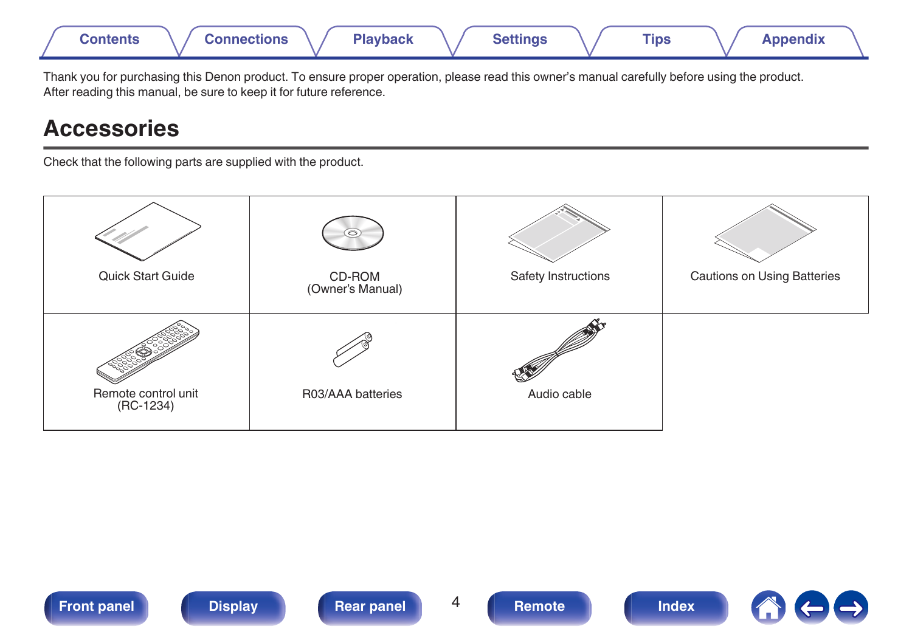Thank you for purchasing this Denon product. To ensure proper operation, please read this owner's manual carefully before using the product.
After reading this manual, be sure to keep it for future reference.

# Accessories

Check that the following parts are supplied with the product.

| Quick Start Guide | CD-ROM (Owner's Manual) | Safety Instructions | Cautions on Using Batteries |
| --- | --- | --- | --- |
| Remote control unit (RC-1234) | R03/AAA batteries | Audio cable | |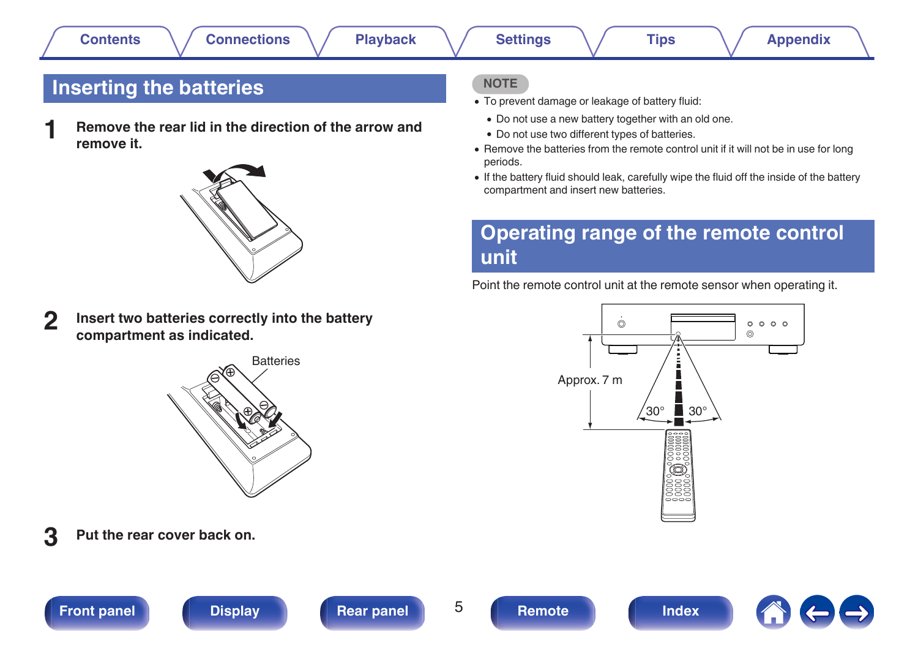## Inserting the batteries

**1** **Remove the rear lid in the direction of the arrow and remove it.**

**2** **Insert two batteries correctly into the battery compartment as indicated.**

Batteries

**3** **Put the rear cover back on.**

NOTE

- To prevent damage or leakage of battery fluid:
  - Do not use a new battery together with an old one.
  - Do not use two different types of batteries.
- Remove the batteries from the remote control unit if it will not be in use for long periods.
- If the battery fluid should leak, carefully wipe the fluid off the inside of the battery compartment and insert new batteries.

## Operating range of the remote control unit

Point the remote control unit at the remote sensor when operating it.

Approx. 7 m

30° 30°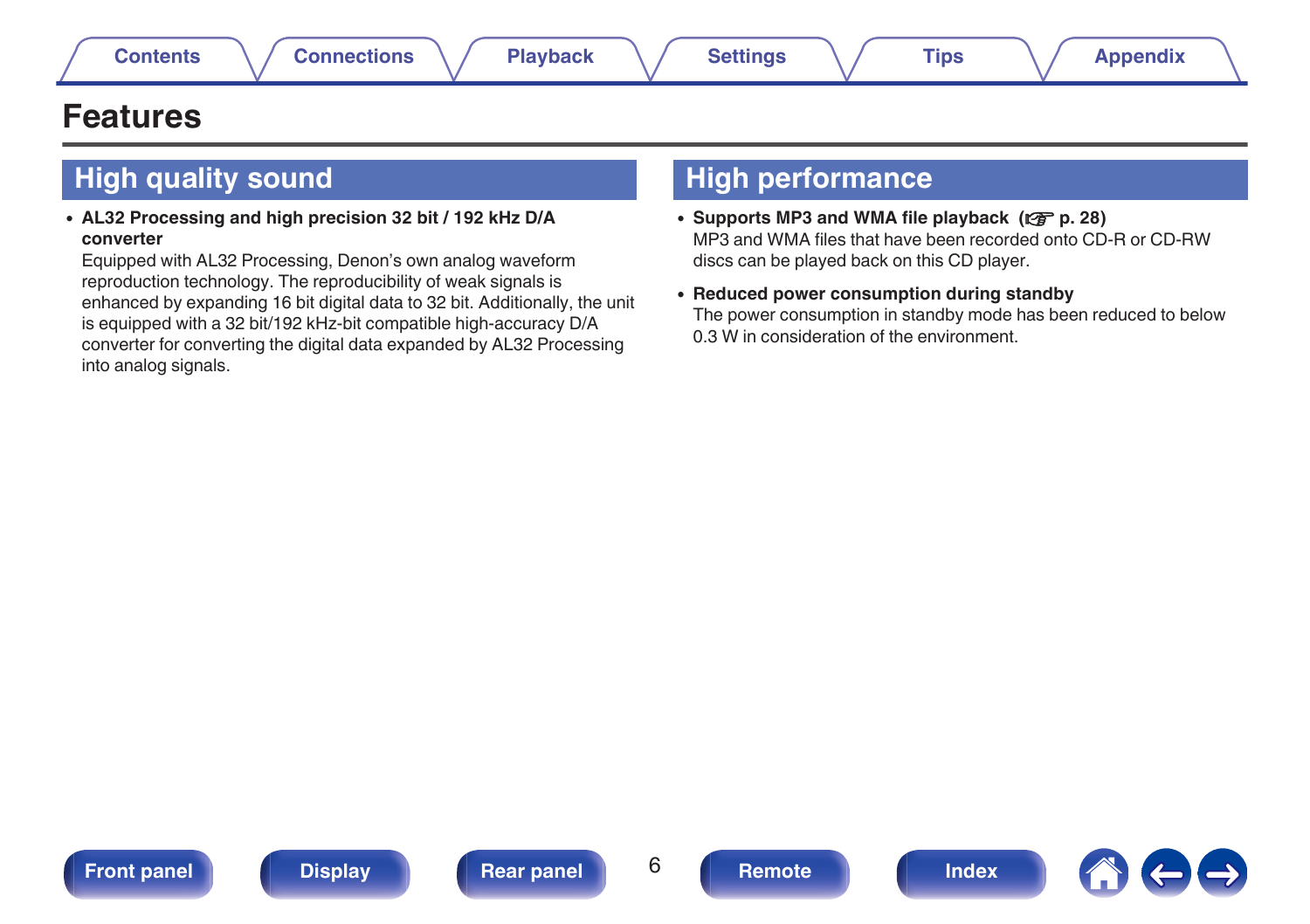# Features

## High quality sound

- **AL32 Processing and high precision 32 bit / 192 kHz D/A converter**
  Equipped with AL32 Processing, Denon's own analog waveform reproduction technology. The reproducibility of weak signals is enhanced by expanding 16 bit digital data to 32 bit. Additionally, the unit is equipped with a 32 bit/192 kHz-bit compatible high-accuracy D/A converter for converting the digital data expanded by AL32 Processing into analog signals.

## High performance

- **Supports MP3 and WMA file playback (☞ p. 28)**
  MP3 and WMA files that have been recorded onto CD-R or CD-RW discs can be played back on this CD player.

- **Reduced power consumption during standby**
  The power consumption in standby mode has been reduced to below 0.3 W in consideration of the environment.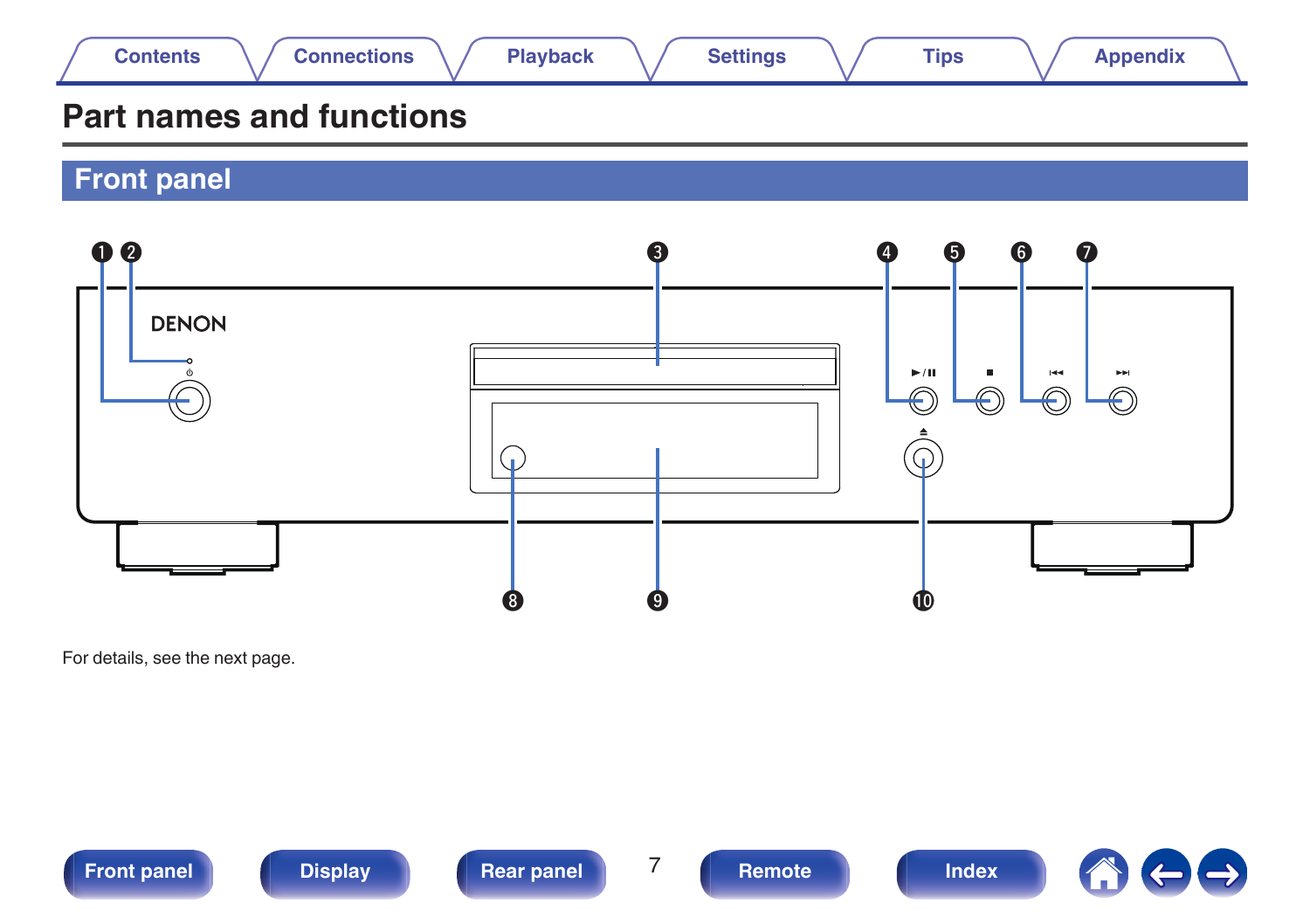# Part names and functions

## Front panel

For details, see the next page.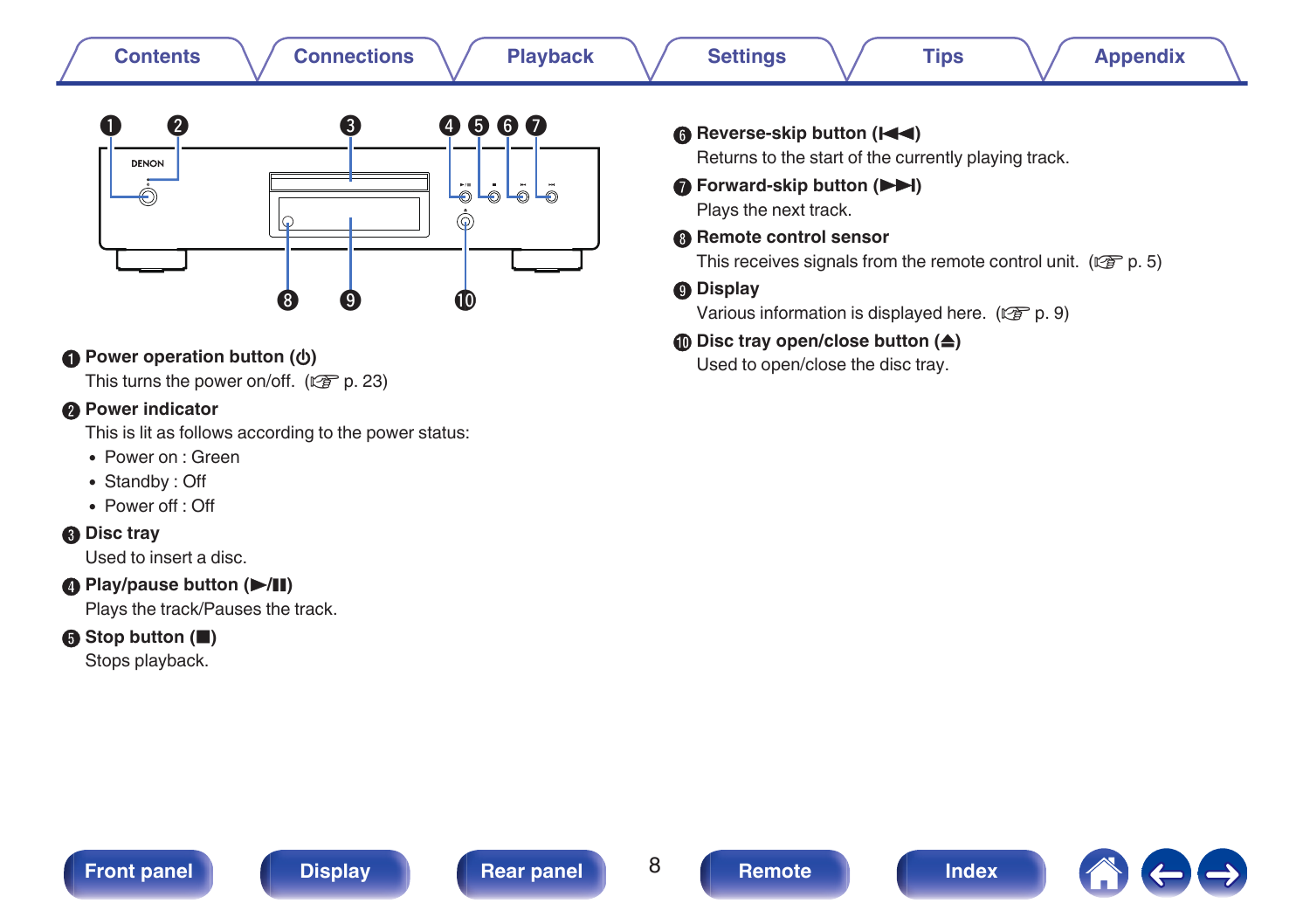**❶ Power operation button (⏻)**
This turns the power on/off. (☞ p. 23)

**❷ Power indicator**
This is lit as follows according to the power status:

- Power on : Green
- Standby : Off
- Power off : Off

**❸ Disc tray**
Used to insert a disc.

**❹ Play/pause button (▶/❚❚)**
Plays the track/Pauses the track.

**❺ Stop button (■)**
Stops playback.

**❻ Reverse-skip button (⏮)**
Returns to the start of the currently playing track.

**❼ Forward-skip button (⏭)**
Plays the next track.

**❽ Remote control sensor**
This receives signals from the remote control unit. (☞ p. 5)

**❾ Display**
Various information is displayed here. (☞ p. 9)

**❿ Disc tray open/close button (⏏)**
Used to open/close the disc tray.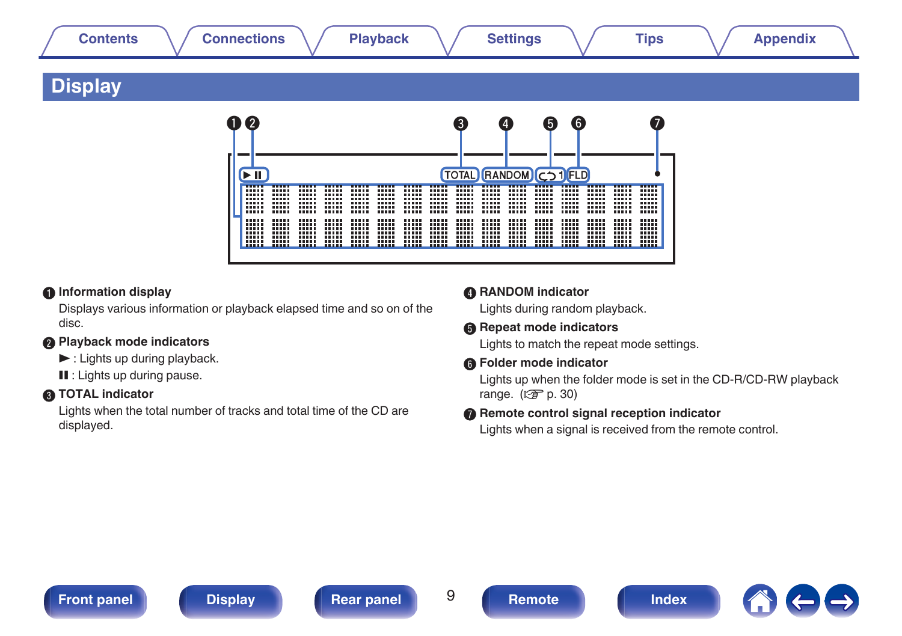# Display

❶ **Information display**
Displays various information or playback elapsed time and so on of the disc.

❷ **Playback mode indicators**
► : Lights up during playback.
❚❚ : Lights up during pause.

❸ **TOTAL indicator**
Lights when the total number of tracks and total time of the CD are displayed.

❹ **RANDOM indicator**
Lights during random playback.

❺ **Repeat mode indicators**
Lights to match the repeat mode settings.

❻ **Folder mode indicator**
Lights up when the folder mode is set in the CD-R/CD-RW playback range. (☞ p. 30)

❼ **Remote control signal reception indicator**
Lights when a signal is received from the remote control.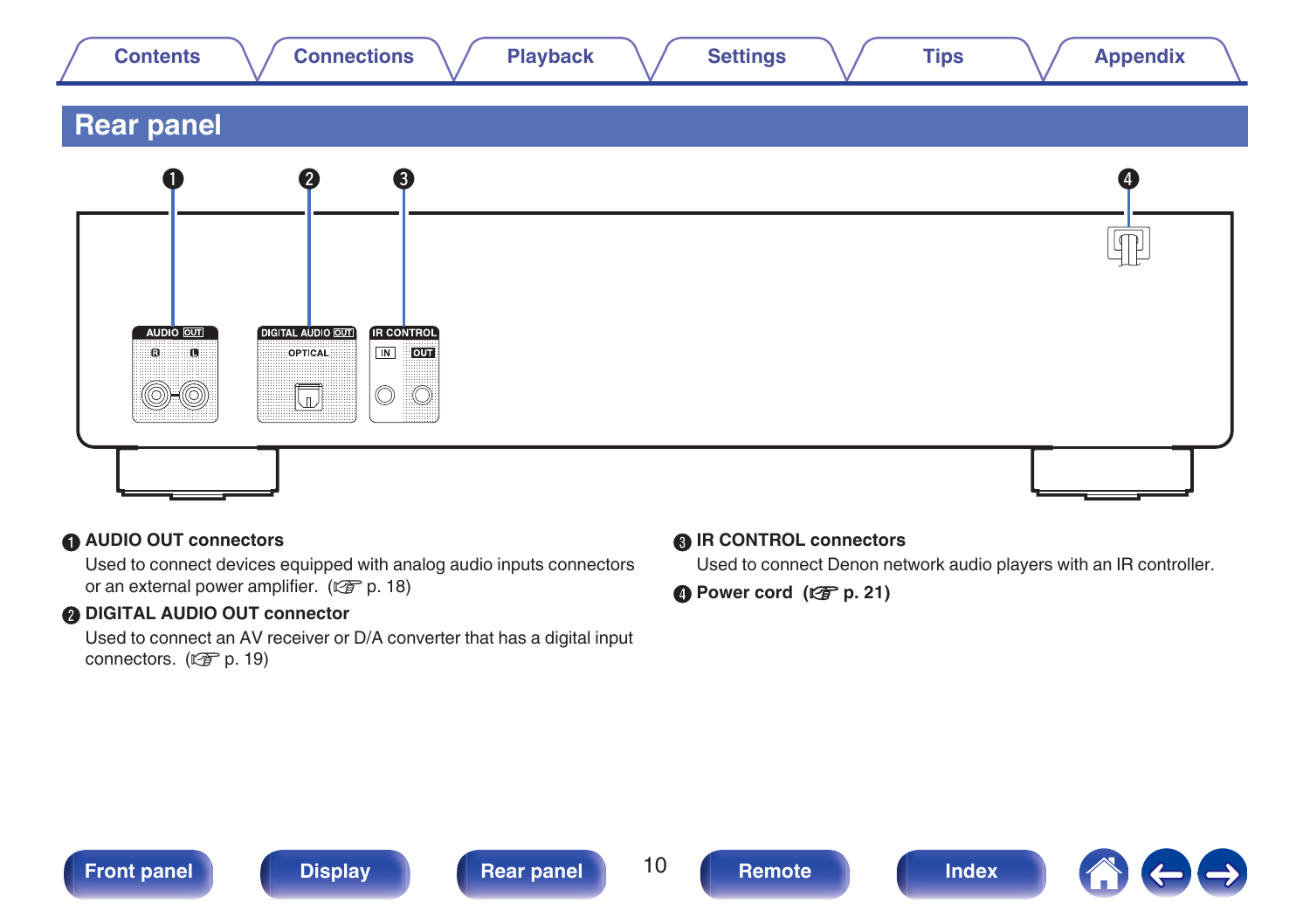# Rear panel

❶ **AUDIO OUT connectors**

Used to connect devices equipped with analog audio inputs connectors or an external power amplifier. (☞ p. 18)

❷ **DIGITAL AUDIO OUT connector**

Used to connect an AV receiver or D/A converter that has a digital input connectors. (☞ p. 19)

❸ **IR CONTROL connectors**

Used to connect Denon network audio players with an IR controller.

❹ **Power cord (☞ p. 21)**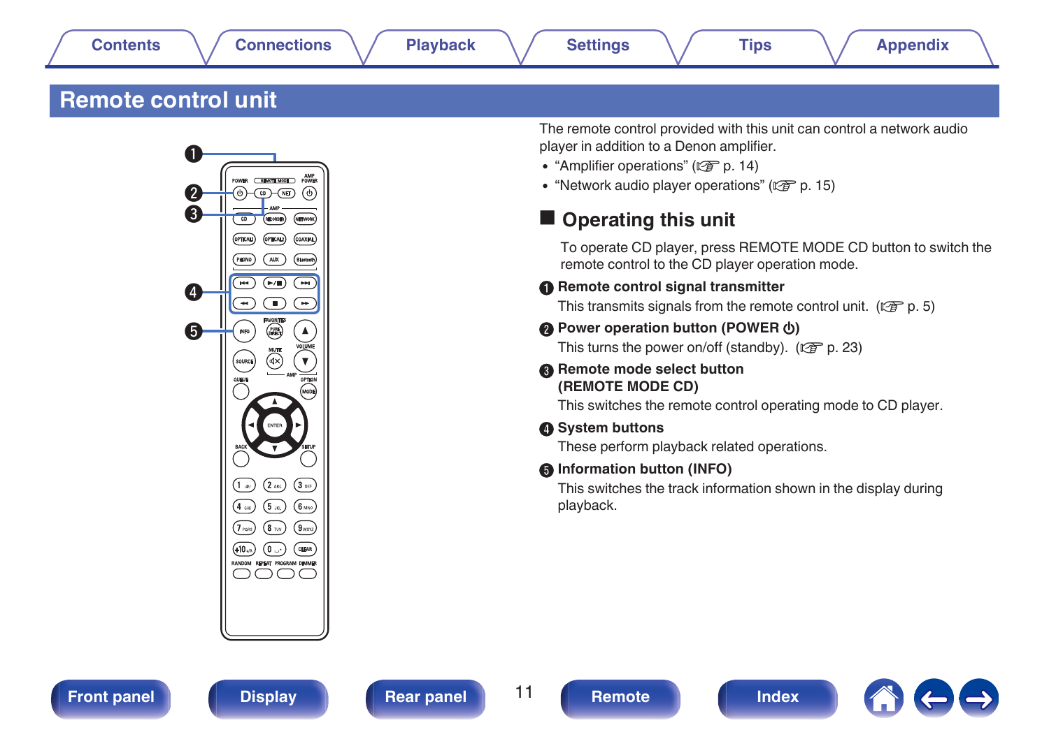# Remote control unit

The remote control provided with this unit can control a network audio player in addition to a Denon amplifier.

- “Amplifier operations” (☞ p. 14)
- “Network audio player operations” (☞ p. 15)

## Operating this unit

To operate CD player, press REMOTE MODE CD button to switch the remote control to the CD player operation mode.

**❶ Remote control signal transmitter**

This transmits signals from the remote control unit. (☞ p. 5)

**❷ Power operation button (POWER ⏻)**

This turns the power on/off (standby). (☞ p. 23)

**❸ Remote mode select button (REMOTE MODE CD)**

This switches the remote control operating mode to CD player.

**❹ System buttons**

These perform playback related operations.

**❺ Information button (INFO)**

This switches the track information shown in the display during playback.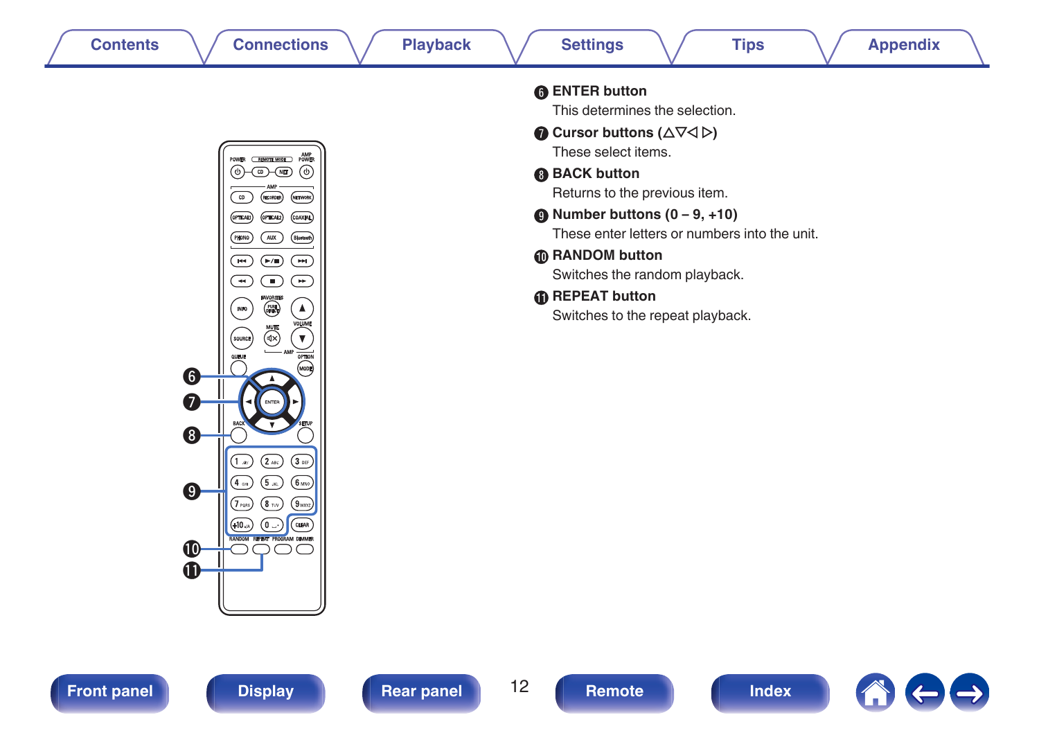**⑥ ENTER button**

This determines the selection.

**⑦ Cursor buttons (△▽◁ ▷)**

These select items.

**⑧ BACK button**

Returns to the previous item.

**⑨ Number buttons (0 – 9, +10)**

These enter letters or numbers into the unit.

**⑩ RANDOM button**

Switches the random playback.

**⑪ REPEAT button**

Switches to the repeat playback.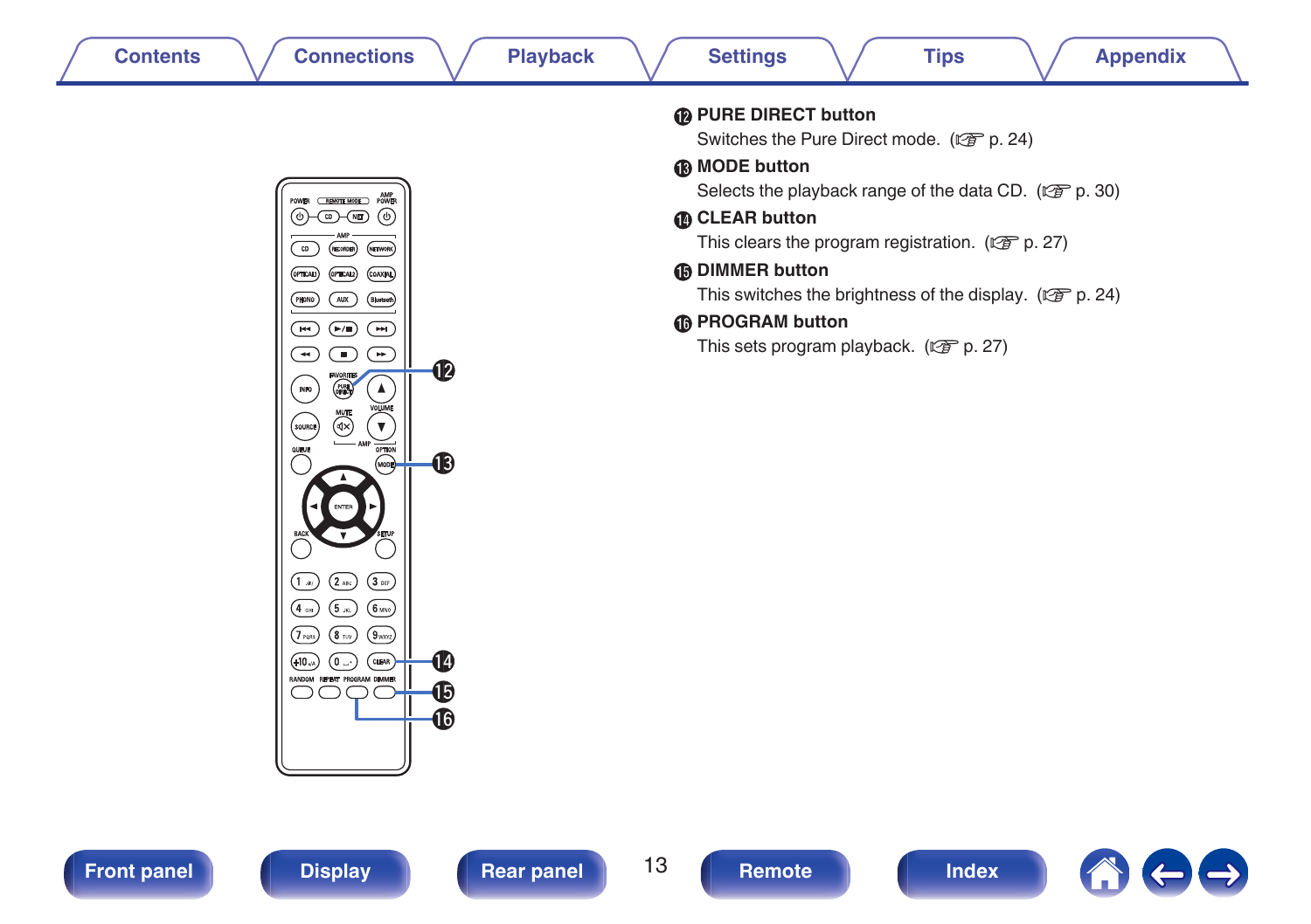**⑫ PURE DIRECT button**

Switches the Pure Direct mode.  (☞ p. 24)

**⑬ MODE button**

Selects the playback range of the data CD.  (☞ p. 30)

**⑭ CLEAR button**

This clears the program registration.  (☞ p. 27)

**⑮ DIMMER button**

This switches the brightness of the display.  (☞ p. 24)

**⑯ PROGRAM button**

This sets program playback.  (☞ p. 27)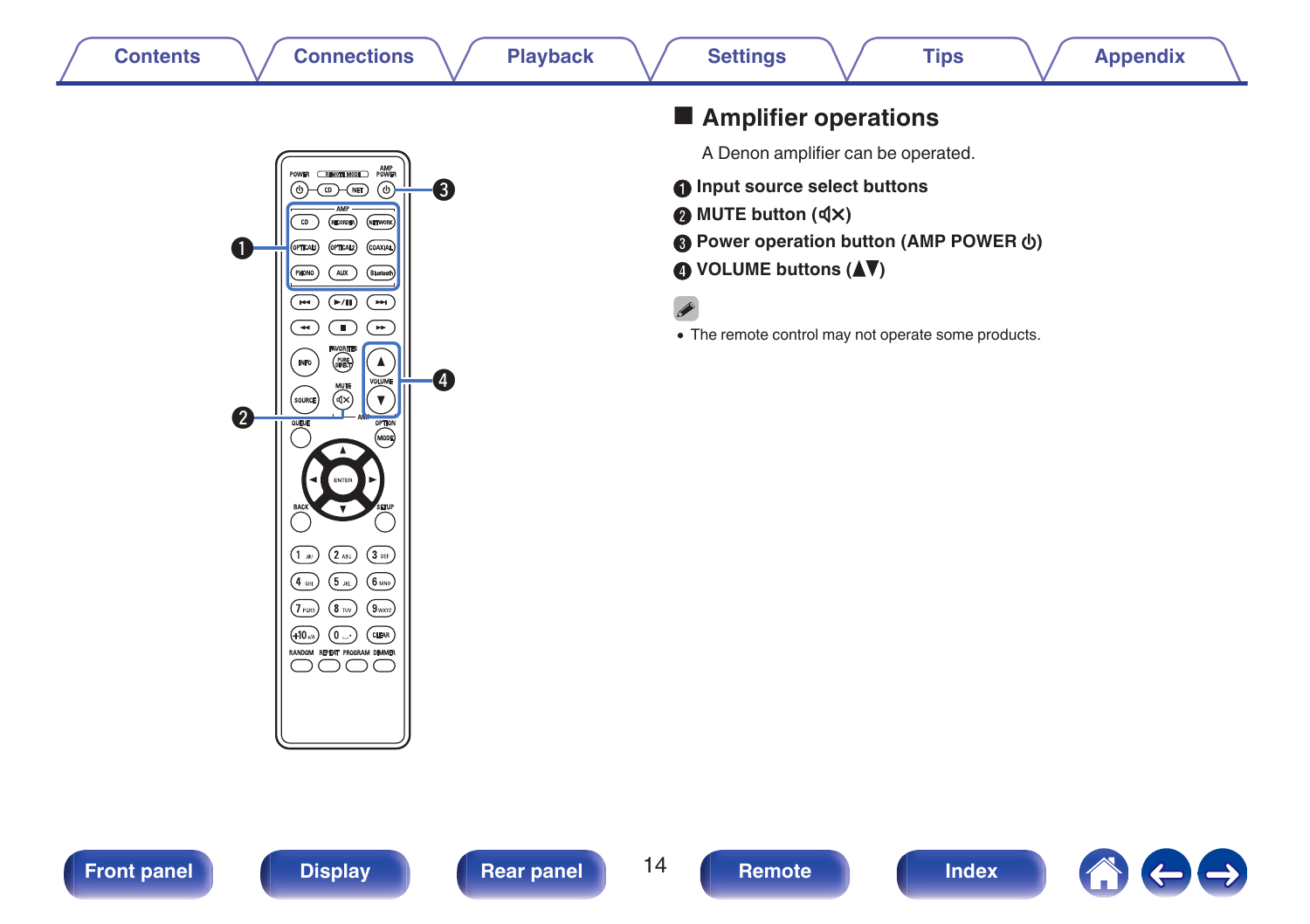## ■ Amplifier operations

A Denon amplifier can be operated.

1. **Input source select buttons**
2. **MUTE button (🔇)**
3. **Power operation button (AMP POWER ⏻)**
4. **VOLUME buttons (▲▼)**

- The remote control may not operate some products.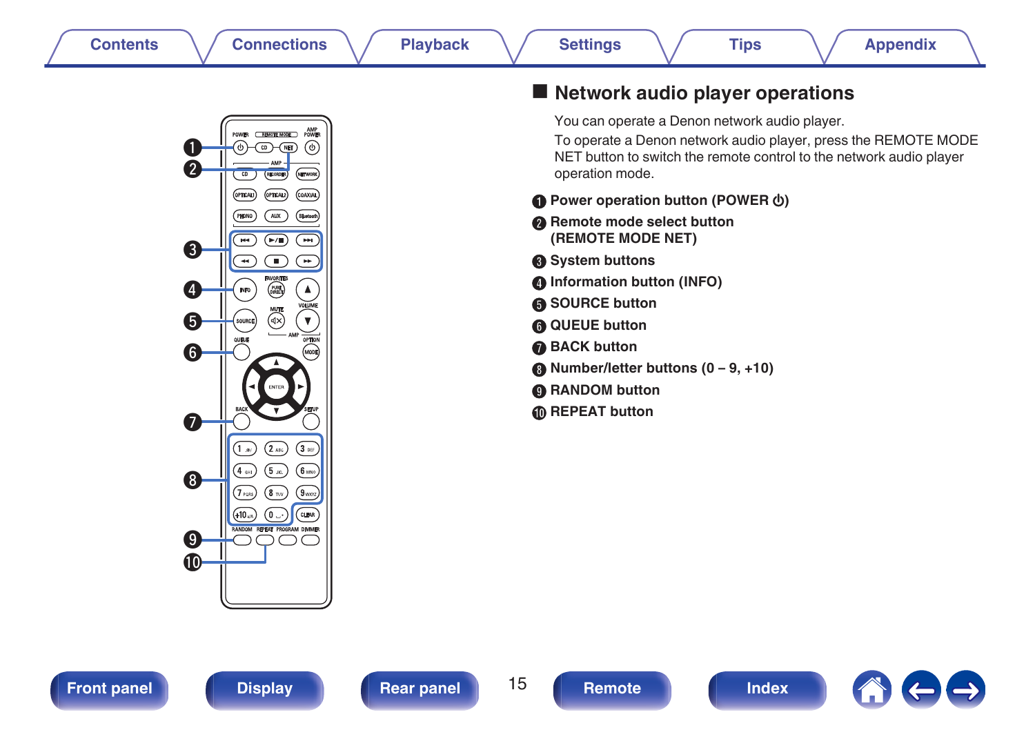## Network audio player operations

You can operate a Denon network audio player.

To operate a Denon network audio player, press the REMOTE MODE NET button to switch the remote control to the network audio player operation mode.

1. **Power operation button (POWER ⏻)**
2. **Remote mode select button (REMOTE MODE NET)**
3. **System buttons**
4. **Information button (INFO)**
5. **SOURCE button**
6. **QUEUE button**
7. **BACK button**
8. **Number/letter buttons (0 – 9, +10)**
9. **RANDOM button**
10. **REPEAT button**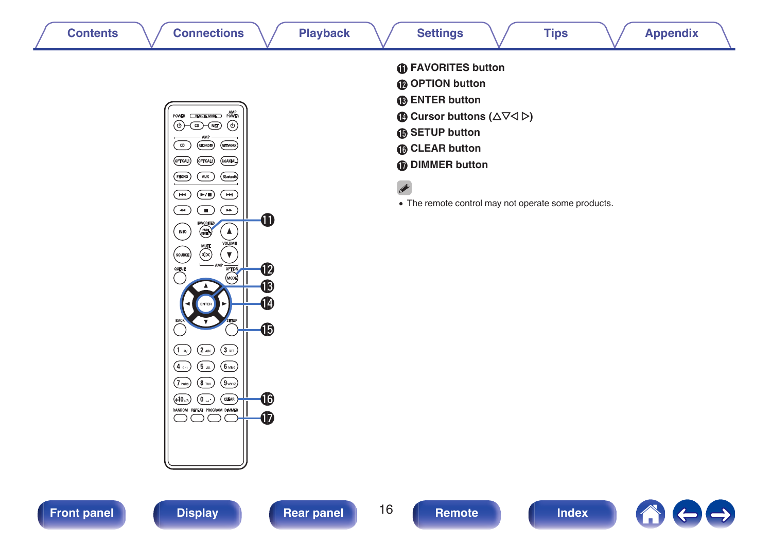⑪ **FAVORITES button**

⑫ **OPTION button**

⑬ **ENTER button**

⑭ **Cursor buttons (△▽◁ ▷)**

⑮ **SETUP button**

⑯ **CLEAR button**

⑰ **DIMMER button**

- The remote control may not operate some products.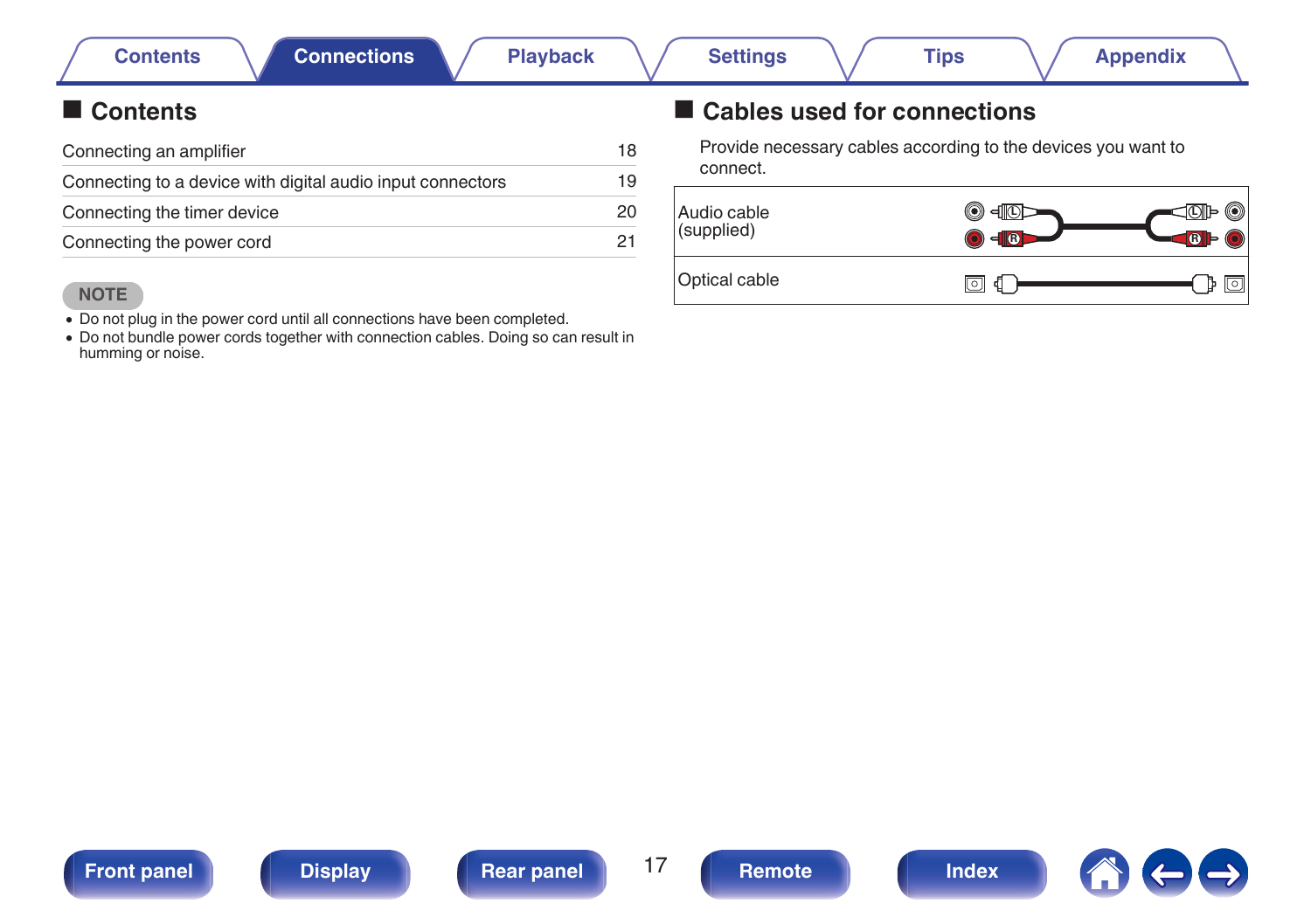## Contents

| Connecting an amplifier | 18 |
| --- | --- |
| Connecting to a device with digital audio input connectors | 19 |
| Connecting the timer device | 20 |
| Connecting the power cord | 21 |

**NOTE**

- Do not plug in the power cord until all connections have been completed.
- Do not bundle power cords together with connection cables. Doing so can result in humming or noise.

## Cables used for connections

Provide necessary cables according to the devices you want to connect.

| Audio cable (supplied) | |
| --- | --- |
| Optical cable | |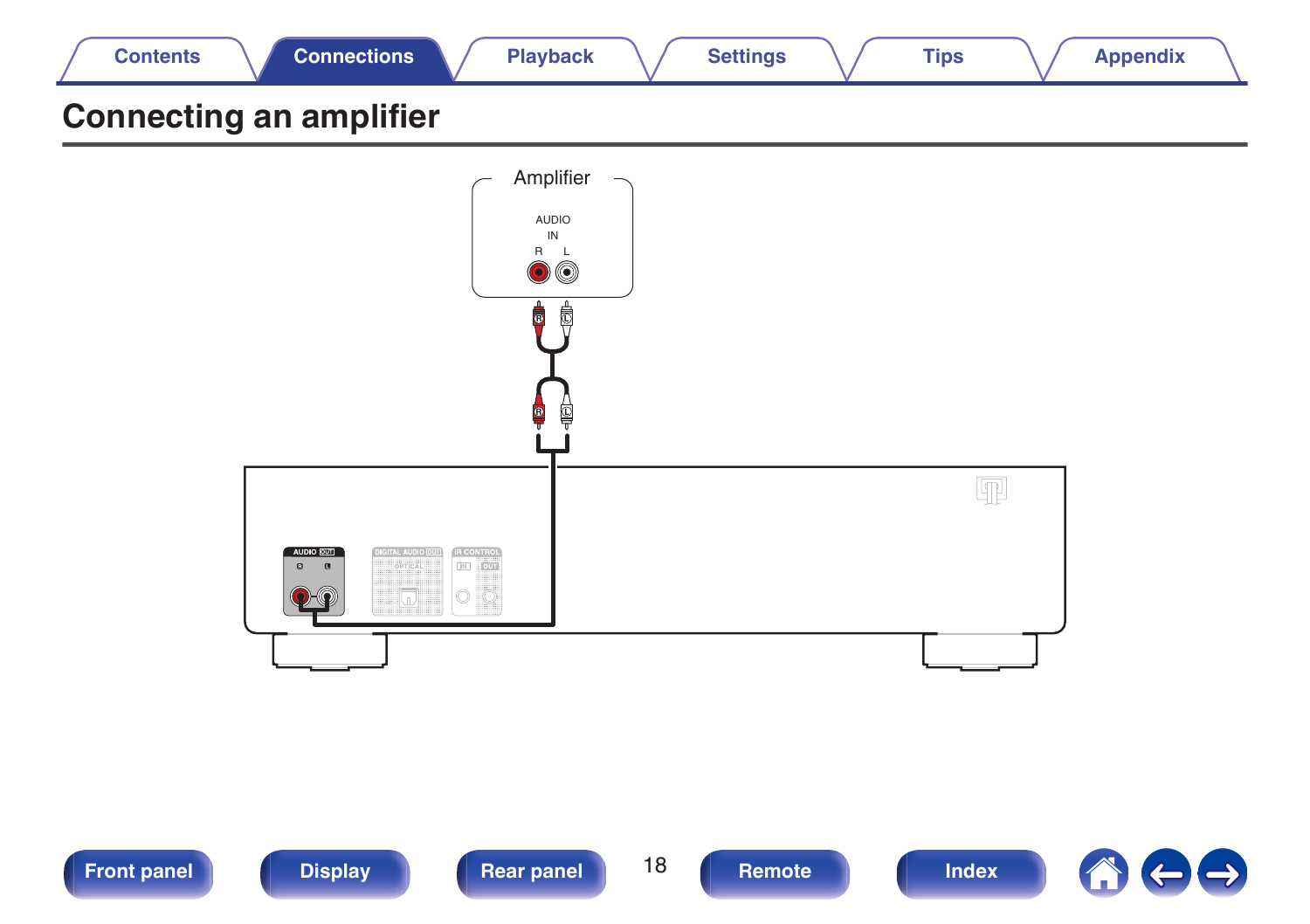# Connecting an amplifier

Amplifier

AUDIO
IN
R L

AUDIO OUT
R L

DIGITAL AUDIO OUT
OPTICAL

IR CONTROL
IN OUT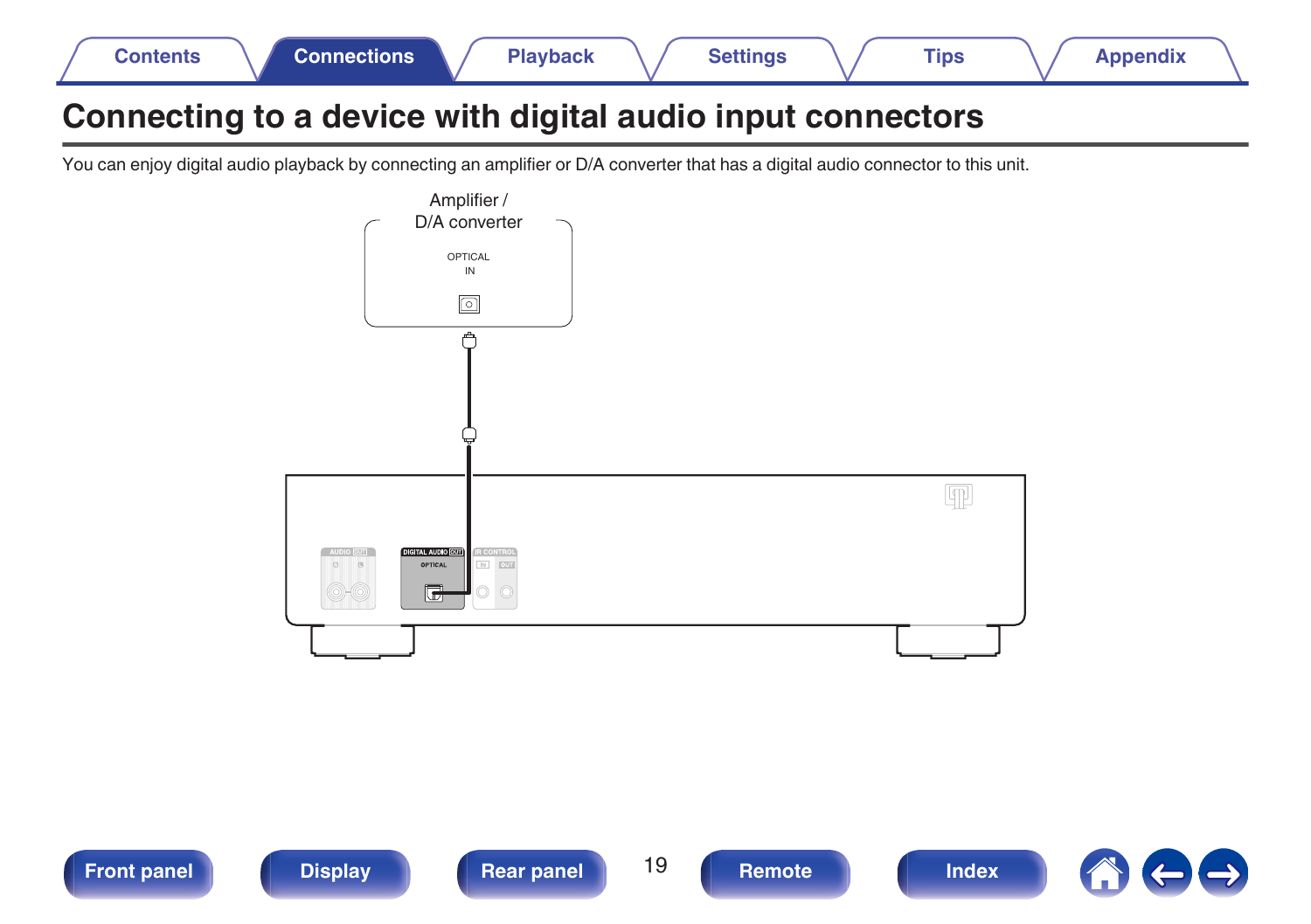# Connecting to a device with digital audio input connectors

You can enjoy digital audio playback by connecting an amplifier or D/A converter that has a digital audio connector to this unit.

Amplifier / D/A converter

OPTICAL IN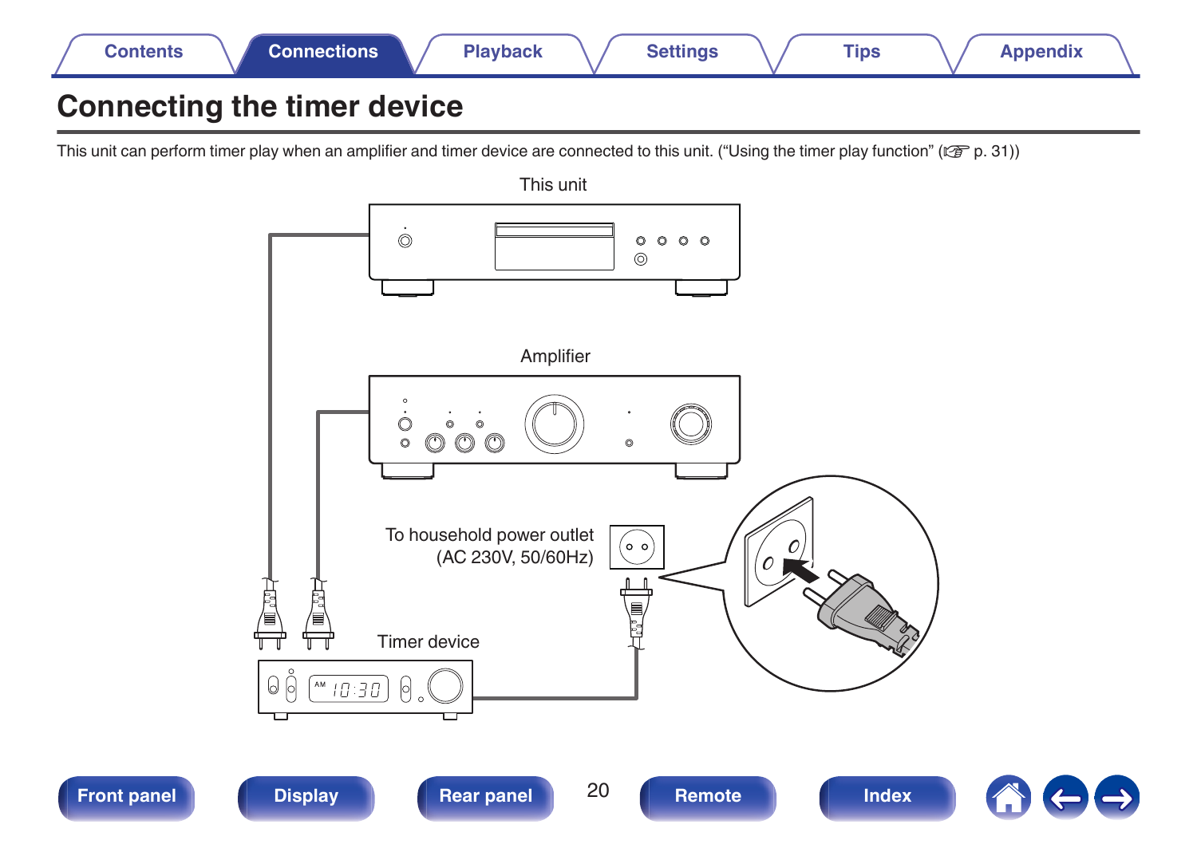# Connecting the timer device

This unit can perform timer play when an amplifier and timer device are connected to this unit. (“Using the timer play function” (☞ p. 31))

This unit

Amplifier

To household power outlet (AC 230V, 50/60Hz)

Timer device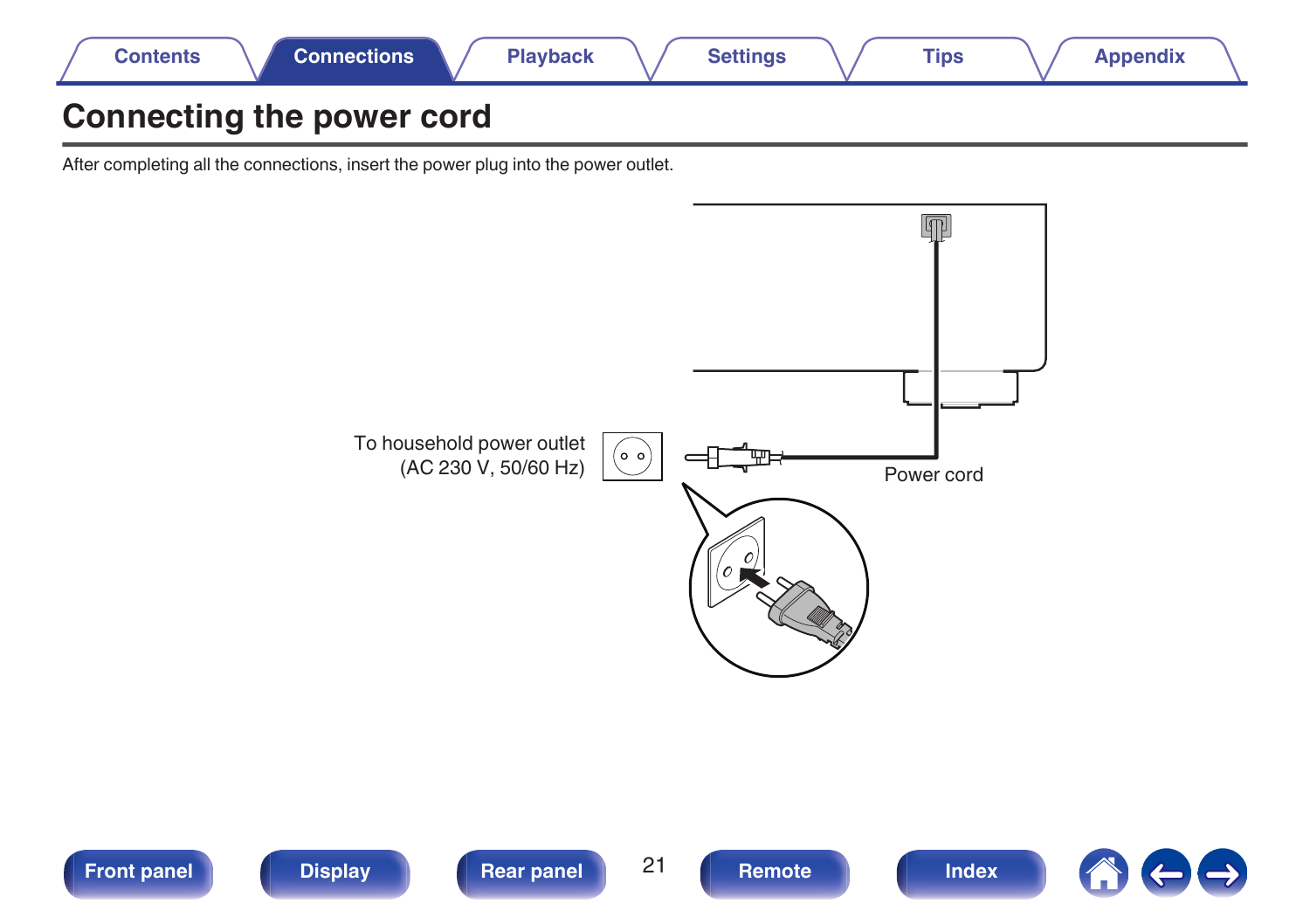# Connecting the power cord

After completing all the connections, insert the power plug into the power outlet.

To household power outlet
(AC 230 V, 50/60 Hz)

Power cord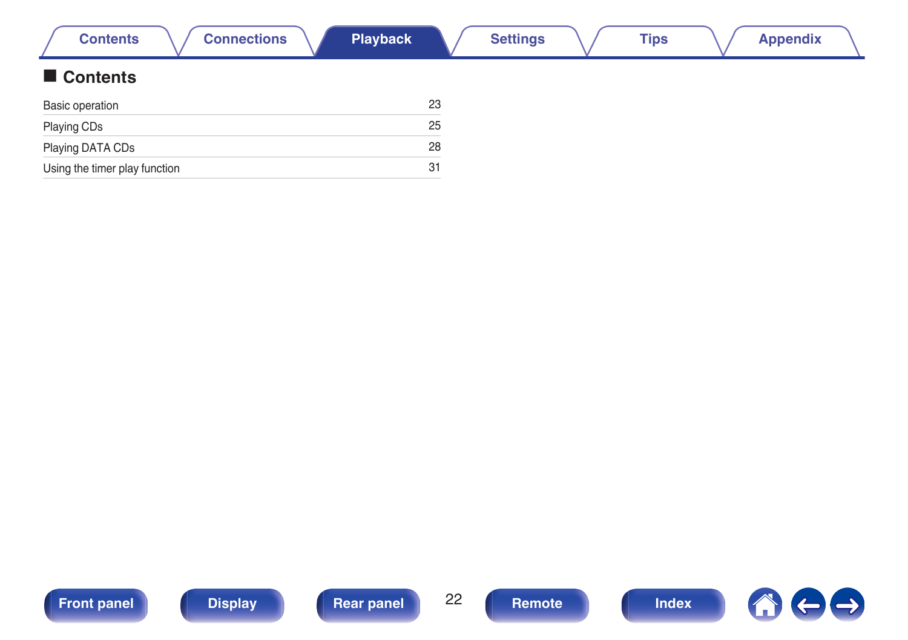## Contents

| | |
|---|---|
| Basic operation | 23 |
| Playing CDs | 25 |
| Playing DATA CDs | 28 |
| Using the timer play function | 31 |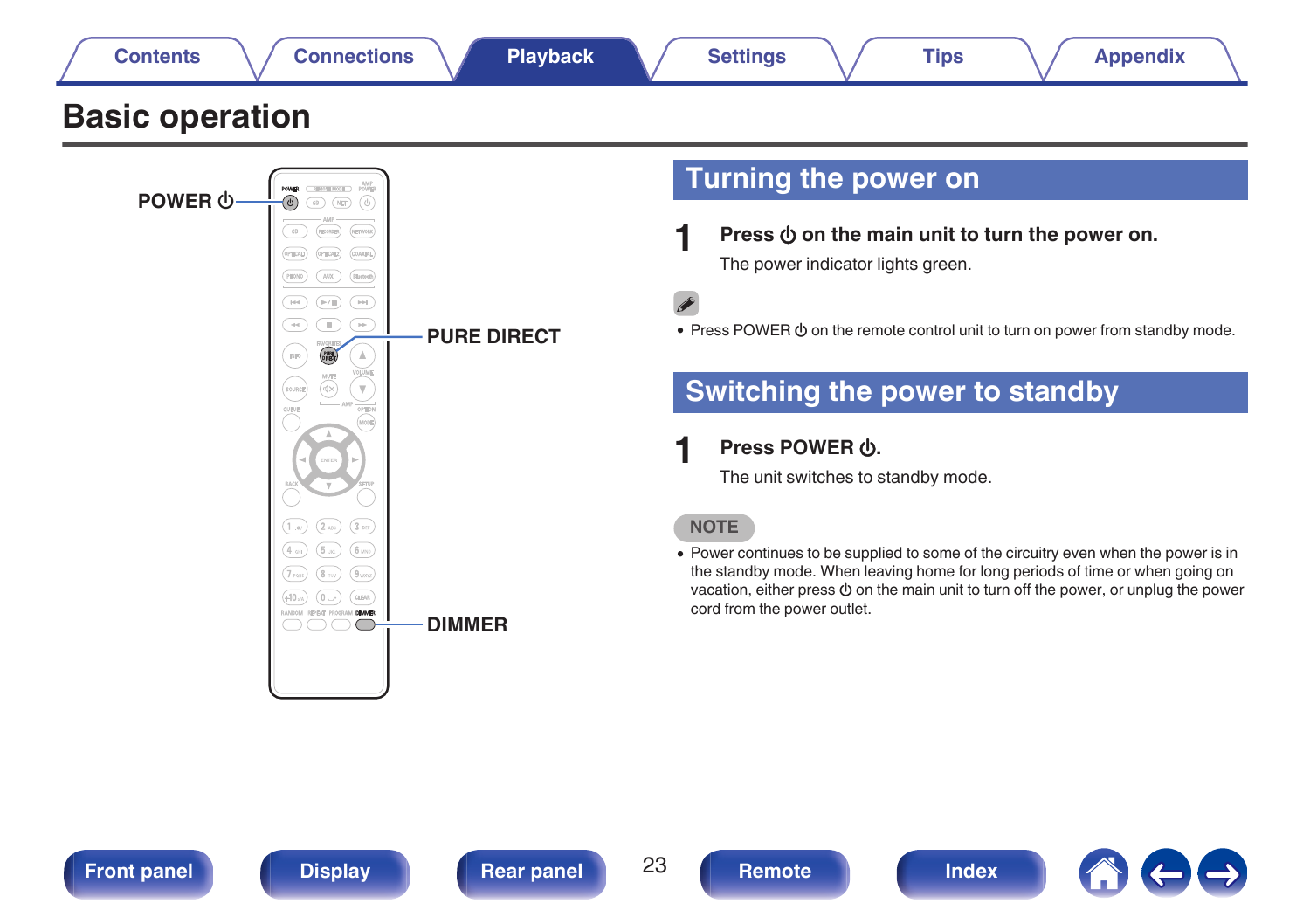# Basic operation

POWER ⏻

PURE DIRECT

DIMMER

## Turning the power on

**1** **Press ⏻ on the main unit to turn the power on.**

The power indicator lights green.

- Press POWER ⏻ on the remote control unit to turn on power from standby mode.

## Switching the power to standby

**1** **Press POWER ⏻.**

The unit switches to standby mode.

**NOTE**

- Power continues to be supplied to some of the circuitry even when the power is in the standby mode. When leaving home for long periods of time or when going on vacation, either press ⏻ on the main unit to turn off the power, or unplug the power cord from the power outlet.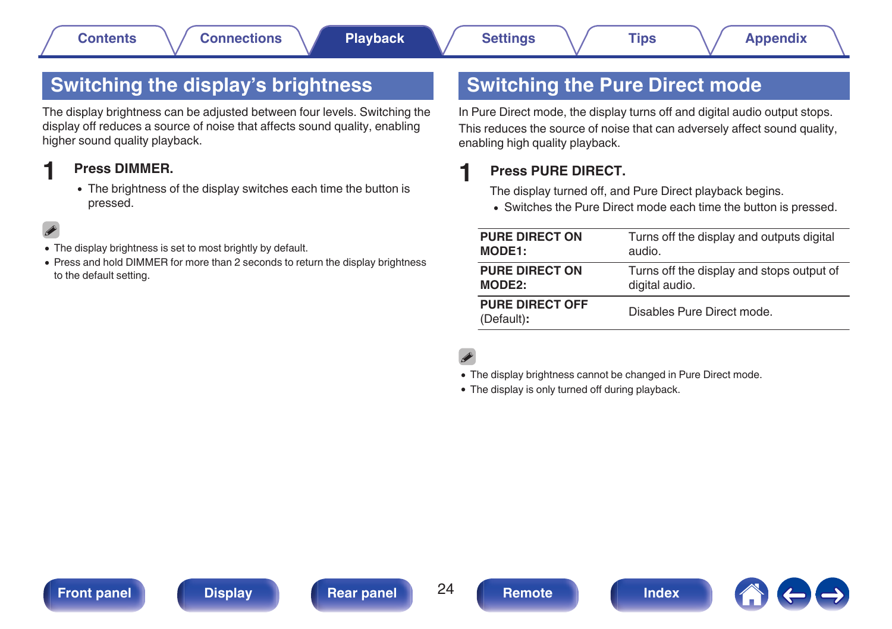## Switching the display's brightness

The display brightness can be adjusted between four levels. Switching the display off reduces a source of noise that affects sound quality, enabling higher sound quality playback.

**1 Press DIMMER.**

- The brightness of the display switches each time the button is pressed.

- The display brightness is set to most brightly by default.
- Press and hold DIMMER for more than 2 seconds to return the display brightness to the default setting.

## Switching the Pure Direct mode

In Pure Direct mode, the display turns off and digital audio output stops. This reduces the source of noise that can adversely affect sound quality, enabling high quality playback.

**1 Press PURE DIRECT.**

The display turned off, and Pure Direct playback begins.

- Switches the Pure Direct mode each time the button is pressed.

| | |
|---|---|
| **PURE DIRECT ON MODE1:** | Turns off the display and outputs digital audio. |
| **PURE DIRECT ON MODE2:** | Turns off the display and stops output of digital audio. |
| **PURE DIRECT OFF** (Default)**:** | Disables Pure Direct mode. |

- The display brightness cannot be changed in Pure Direct mode.
- The display is only turned off during playback.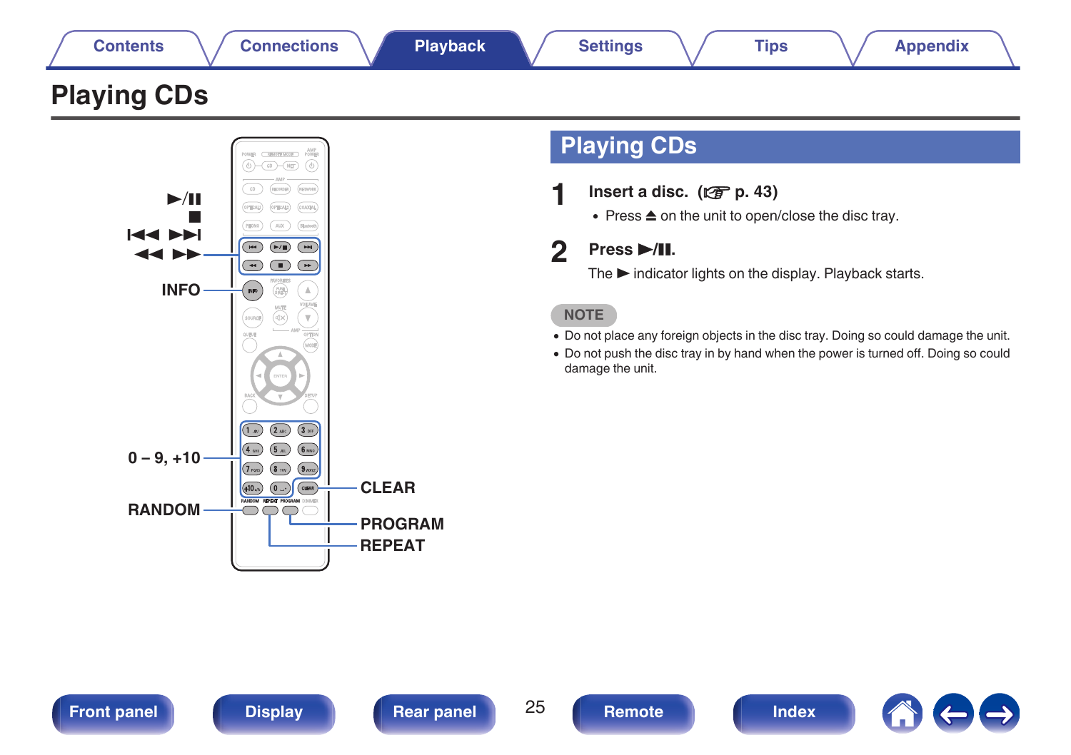# Playing CDs

►/❚❚
■
⏮ ⏭
◀◀ ▶▶
INFO
0 – 9, +10
RANDOM
CLEAR
PROGRAM
REPEAT

## Playing CDs

**1 Insert a disc.** (☞ p. 43)

- Press ⏏ on the unit to open/close the disc tray.

**2 Press ►/❚❚.**

The ► indicator lights on the display. Playback starts.

**NOTE**

- Do not place any foreign objects in the disc tray. Doing so could damage the unit.
- Do not push the disc tray in by hand when the power is turned off. Doing so could damage the unit.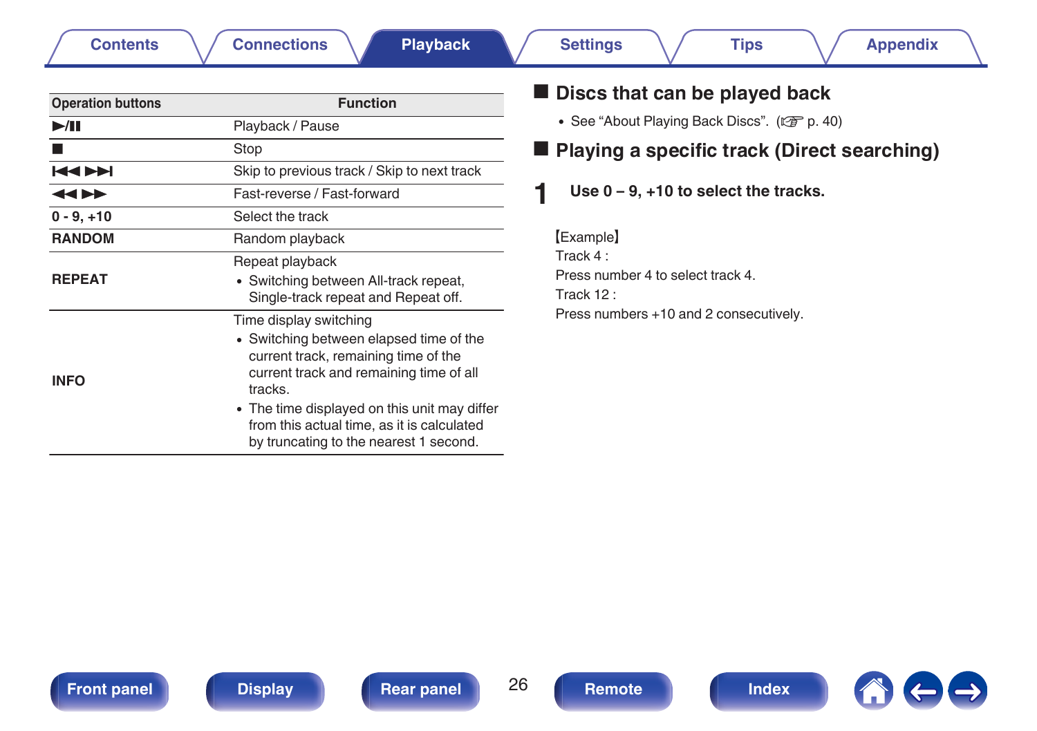| Operation buttons | Function |
| --- | --- |
| ▶/❚❚ | Playback / Pause |
| ■ | Stop |
| ⏮ ⏭ | Skip to previous track / Skip to next track |
| ◀◀ ▶▶ | Fast-reverse / Fast-forward |
| **0 - 9, +10** | Select the track |
| **RANDOM** | Random playback |
| **REPEAT** | Repeat playback<br>• Switching between All-track repeat, Single-track repeat and Repeat off. |
| **INFO** | Time display switching<br>• Switching between elapsed time of the current track, remaining time of the current track and remaining time of all tracks.<br>• The time displayed on this unit may differ from this actual time, as it is calculated by truncating to the nearest 1 second. |

## Discs that can be played back

- See “About Playing Back Discs”. (☞ p. 40)

## Playing a specific track (Direct searching)

**1 Use 0 – 9, +10 to select the tracks.**

【Example】
Track 4 :
Press number 4 to select track 4.
Track 12 :
Press numbers +10 and 2 consecutively.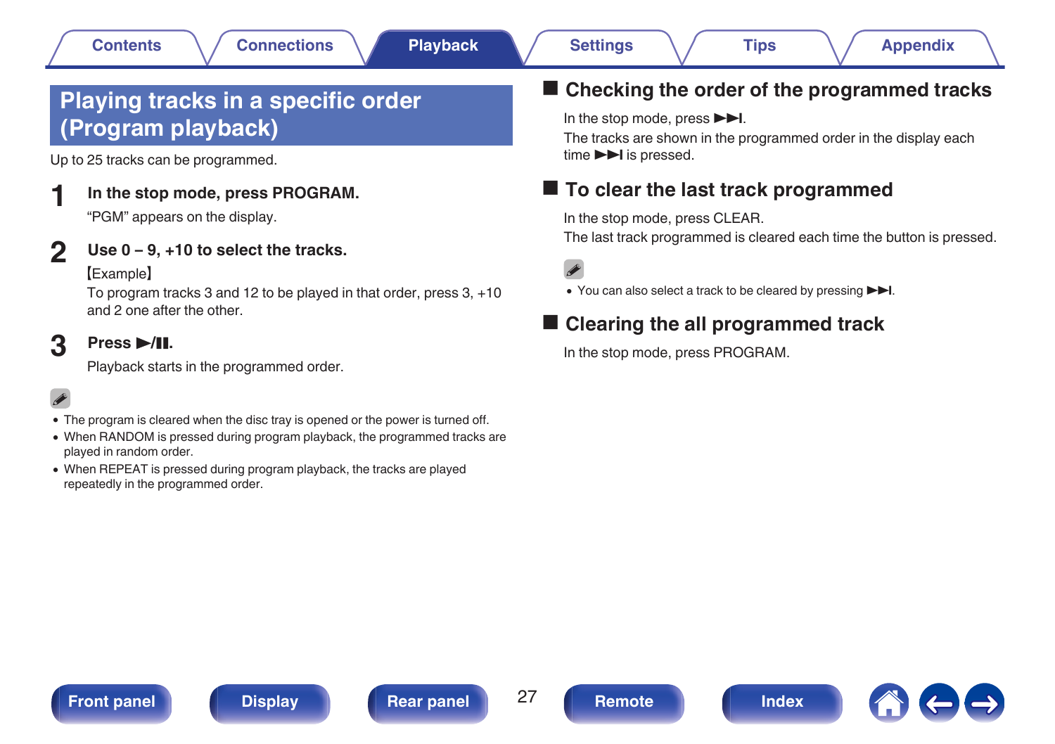# Playing tracks in a specific order (Program playback)

Up to 25 tracks can be programmed.

**1 In the stop mode, press PROGRAM.**

"PGM" appears on the display.

**2 Use 0 – 9, +10 to select the tracks.**

【Example】

To program tracks 3 and 12 to be played in that order, press 3, +10 and 2 one after the other.

**3 Press ▶/❚❚.**

Playback starts in the programmed order.

- The program is cleared when the disc tray is opened or the power is turned off.
- When RANDOM is pressed during program playback, the programmed tracks are played in random order.
- When REPEAT is pressed during program playback, the tracks are played repeatedly in the programmed order.

## Checking the order of the programmed tracks

In the stop mode, press ▶▶❙.

The tracks are shown in the programmed order in the display each time ▶▶❙ is pressed.

## To clear the last track programmed

In the stop mode, press CLEAR.

The last track programmed is cleared each time the button is pressed.

- You can also select a track to be cleared by pressing ▶▶❙.

## Clearing the all programmed track

In the stop mode, press PROGRAM.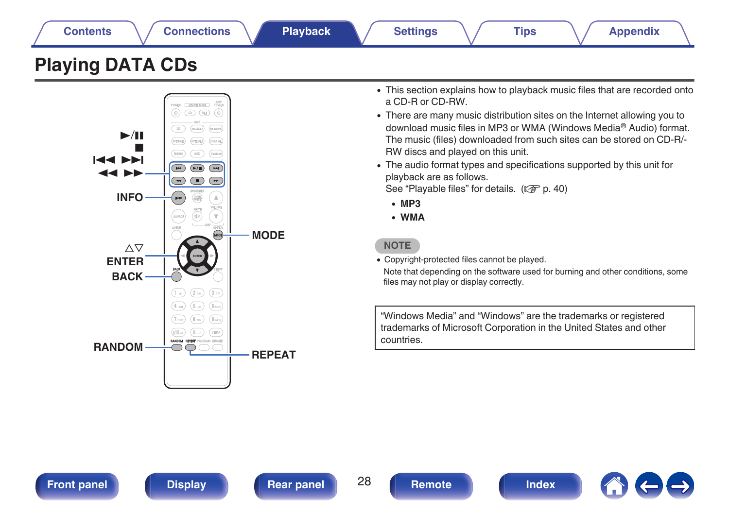# Playing DATA CDs

▶/❚❚
■
◀◀◀ ▶▶▶
◀◀ ▶▶
INFO
△▽
ENTER
BACK
RANDOM
MODE
REPEAT

- This section explains how to playback music files that are recorded onto a CD-R or CD-RW.
- There are many music distribution sites on the Internet allowing you to download music files in MP3 or WMA (Windows Media® Audio) format. The music (files) downloaded from such sites can be stored on CD-R/-RW discs and played on this unit.
- The audio format types and specifications supported by this unit for playback are as follows.
  See “Playable files” for details. (☞ p. 40)
  - **MP3**
  - **WMA**

**NOTE**

- Copyright-protected files cannot be played.
  Note that depending on the software used for burning and other conditions, some files may not play or display correctly.

“Windows Media” and “Windows” are the trademarks or registered trademarks of Microsoft Corporation in the United States and other countries.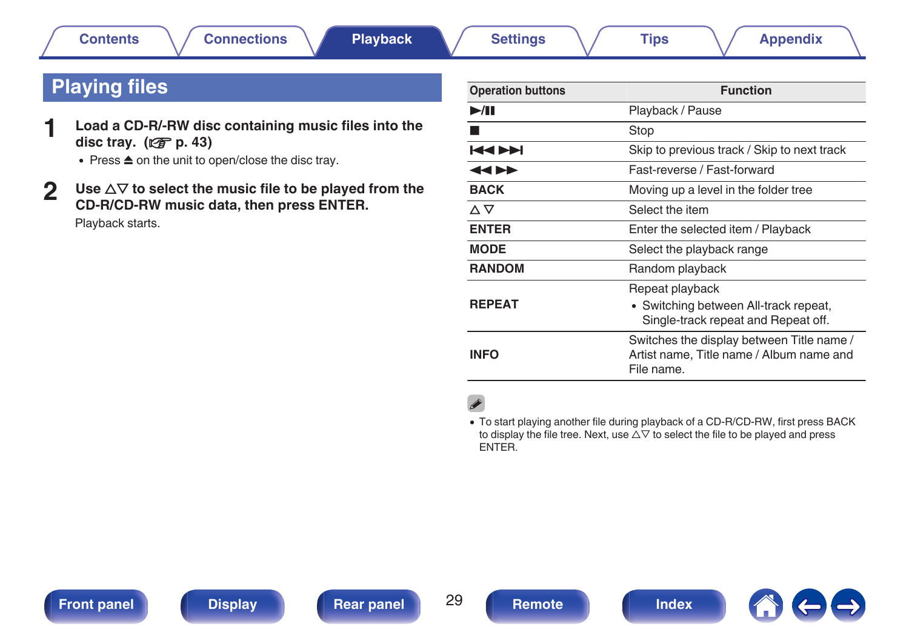# Playing files

**1** **Load a CD-R/-RW disc containing music files into the disc tray.** (☞ p. 43)

- Press ⏏ on the unit to open/close the disc tray.

**2** **Use △▽ to select the music file to be played from the CD-R/CD-RW music data, then press ENTER.**

Playback starts.

| Operation buttons | Function |
|---|---|
| ▶/❚❚ | Playback / Pause |
| ■ | Stop |
| ⏮ ⏭ | Skip to previous track / Skip to next track |
| ◀◀ ▶▶ | Fast-reverse / Fast-forward |
| **BACK** | Moving up a level in the folder tree |
| △ ▽ | Select the item |
| **ENTER** | Enter the selected item / Playback |
| **MODE** | Select the playback range |
| **RANDOM** | Random playback |
| **REPEAT** | Repeat playback<br>• Switching between All-track repeat, Single-track repeat and Repeat off. |
| **INFO** | Switches the display between Title name / Artist name, Title name / Album name and File name. |

- To start playing another file during playback of a CD-R/CD-RW, first press BACK to display the file tree. Next, use △▽ to select the file to be played and press ENTER.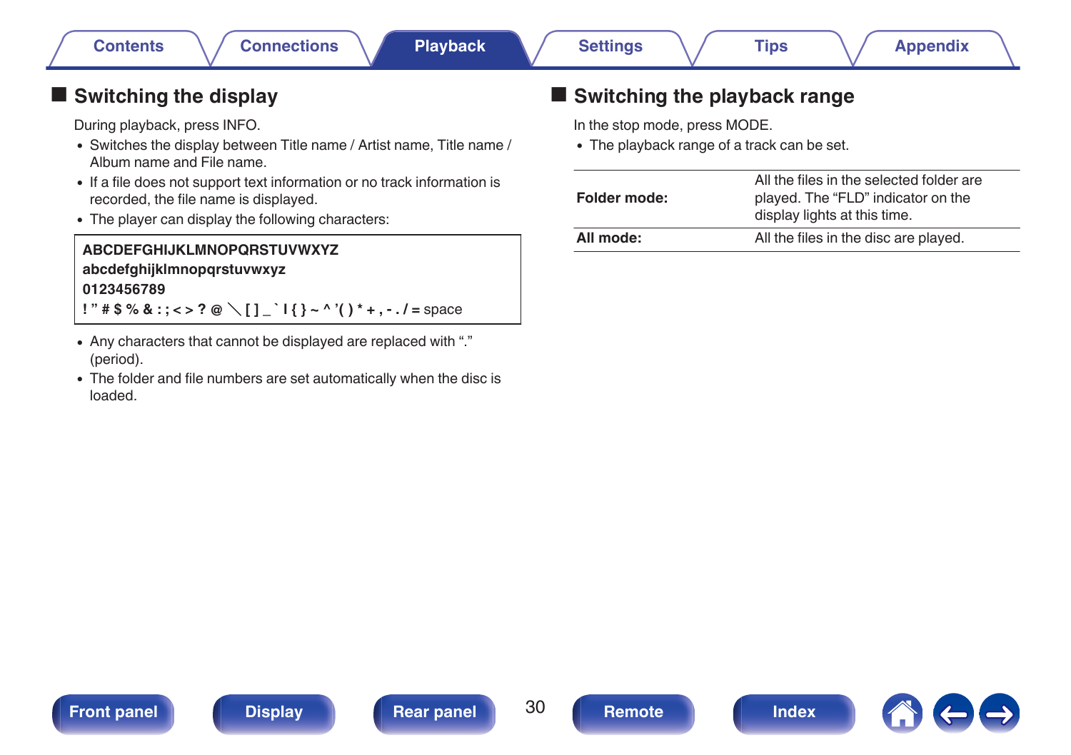## Switching the display

During playback, press INFO.

- Switches the display between Title name / Artist name, Title name / Album name and File name.
- If a file does not support text information or no track information is recorded, the file name is displayed.
- The player can display the following characters:

| ABCDEFGHIJKLMNOPQRSTUVWXYZ<br>abcdefghijklmnopqrstuvwxyz<br>0123456789<br>! ” # $ % & : ; < > ? @ ＼ [ ] _ ` I { } ~ ^ ’( ) * + , - . / = space |
|---|

- Any characters that cannot be displayed are replaced with “.” (period).
- The folder and file numbers are set automatically when the disc is loaded.

## Switching the playback range

In the stop mode, press MODE.

- The playback range of a track can be set.

| | |
|---|---|
| **Folder mode:** | All the files in the selected folder are played. The “FLD” indicator on the display lights at this time. |
| **All mode:** | All the files in the disc are played. |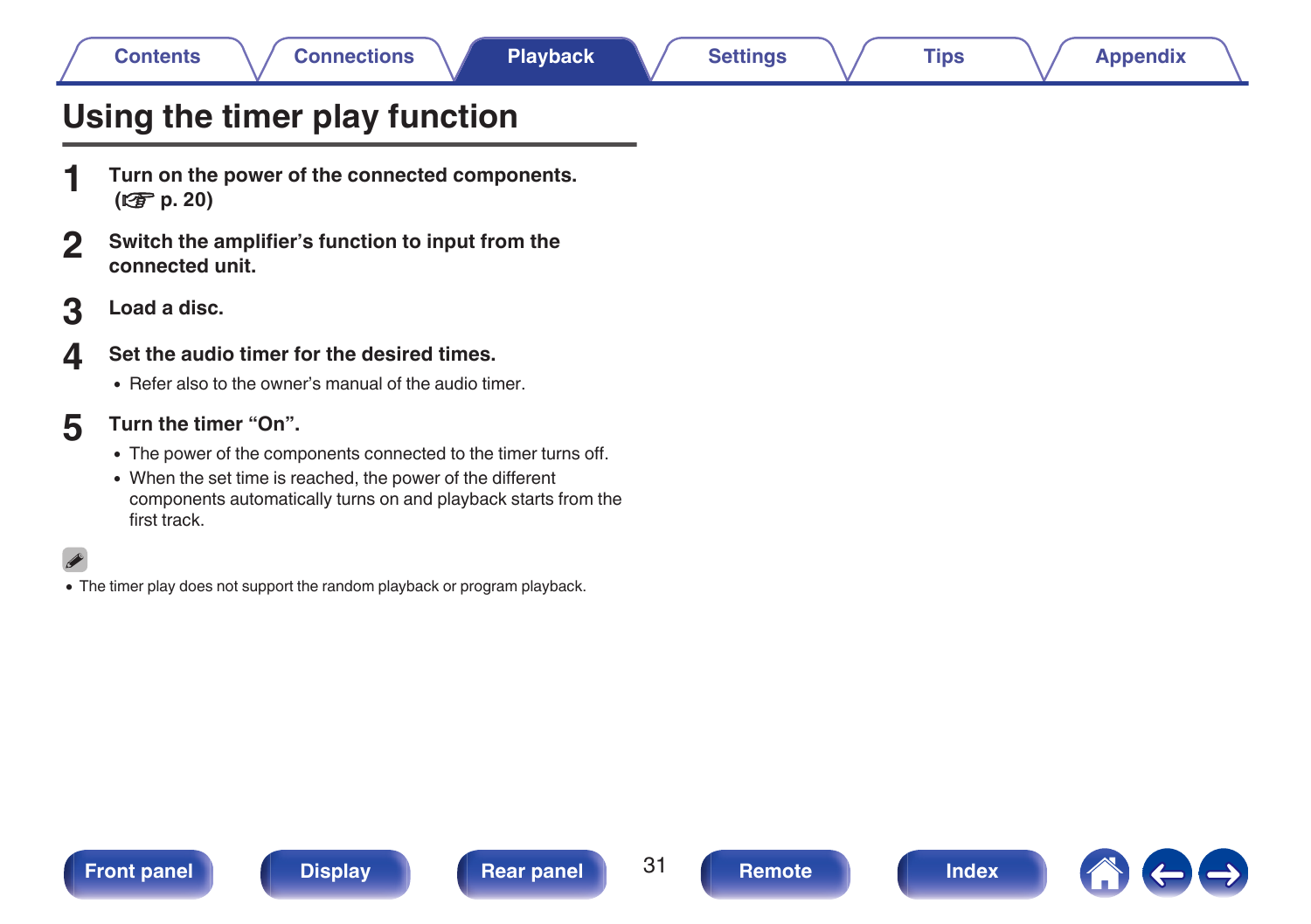# Using the timer play function

1. **Turn on the power of the connected components. (☞ p. 20)**

2. **Switch the amplifier's function to input from the connected unit.**

3. **Load a disc.**

4. **Set the audio timer for the desired times.**
   - Refer also to the owner's manual of the audio timer.

5. **Turn the timer "On".**
   - The power of the components connected to the timer turns off.
   - When the set time is reached, the power of the different components automatically turns on and playback starts from the first track.

- The timer play does not support the random playback or program playback.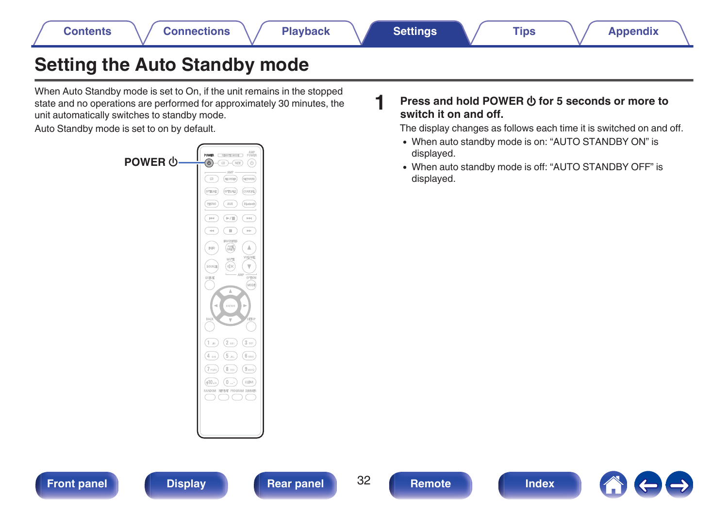# Setting the Auto Standby mode

When Auto Standby mode is set to On, if the unit remains in the stopped state and no operations are performed for approximately 30 minutes, the unit automatically switches to standby mode.

Auto Standby mode is set to on by default.

POWER ⏻

**1** **Press and hold POWER ⏻ for 5 seconds or more to switch it on and off.**

The display changes as follows each time it is switched on and off.

- When auto standby mode is on: “AUTO STANDBY ON” is displayed.
- When auto standby mode is off: “AUTO STANDBY OFF” is displayed.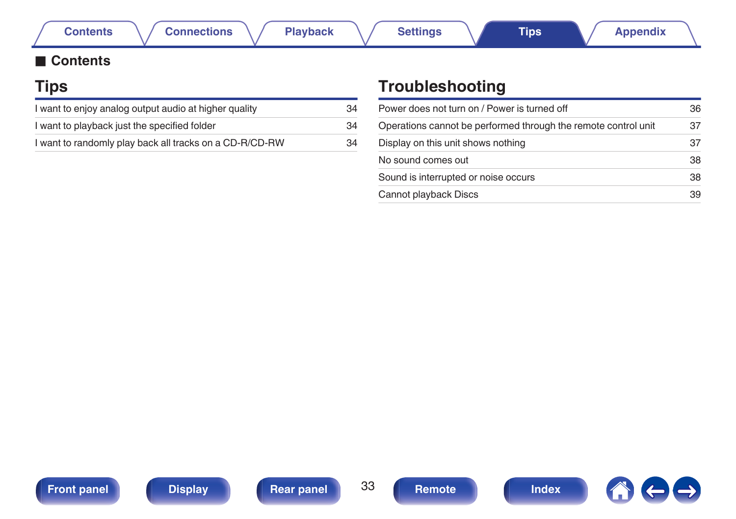## ■ Contents

## Tips

| | |
|---|---|
| I want to enjoy analog output audio at higher quality | 34 |
| I want to playback just the specified folder | 34 |
| I want to randomly play back all tracks on a CD-R/CD-RW | 34 |

## Troubleshooting

| | |
|---|---|
| Power does not turn on / Power is turned off | 36 |
| Operations cannot be performed through the remote control unit | 37 |
| Display on this unit shows nothing | 37 |
| No sound comes out | 38 |
| Sound is interrupted or noise occurs | 38 |
| Cannot playback Discs | 39 |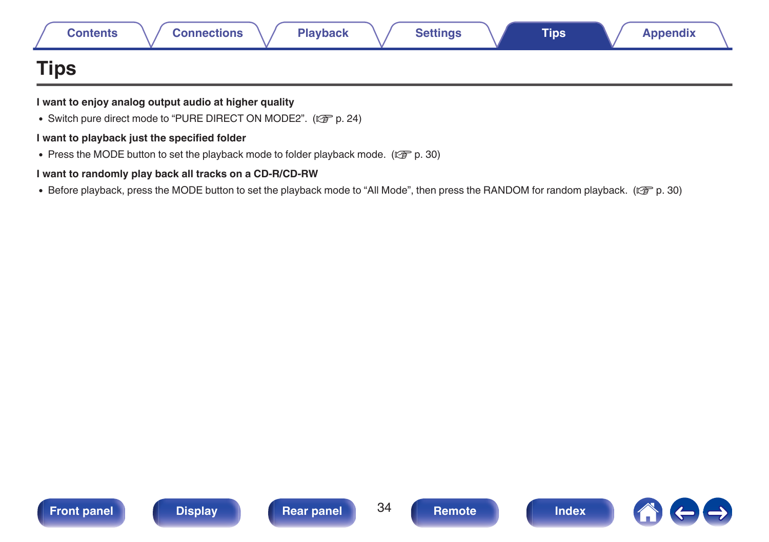# Tips

**I want to enjoy analog output audio at higher quality**

- Switch pure direct mode to “PURE DIRECT ON MODE2”. (☞ p. 24)

**I want to playback just the specified folder**

- Press the MODE button to set the playback mode to folder playback mode. (☞ p. 30)

**I want to randomly play back all tracks on a CD-R/CD-RW**

- Before playback, press the MODE button to set the playback mode to “All Mode”, then press the RANDOM for random playback. (☞ p. 30)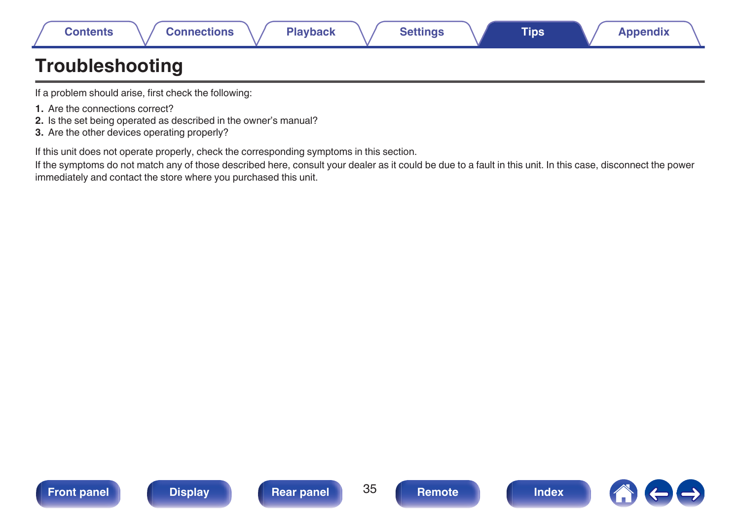# Troubleshooting

If a problem should arise, first check the following:

1. Are the connections correct?
2. Is the set being operated as described in the owner's manual?
3. Are the other devices operating properly?

If this unit does not operate properly, check the corresponding symptoms in this section.

If the symptoms do not match any of those described here, consult your dealer as it could be due to a fault in this unit. In this case, disconnect the power immediately and contact the store where you purchased this unit.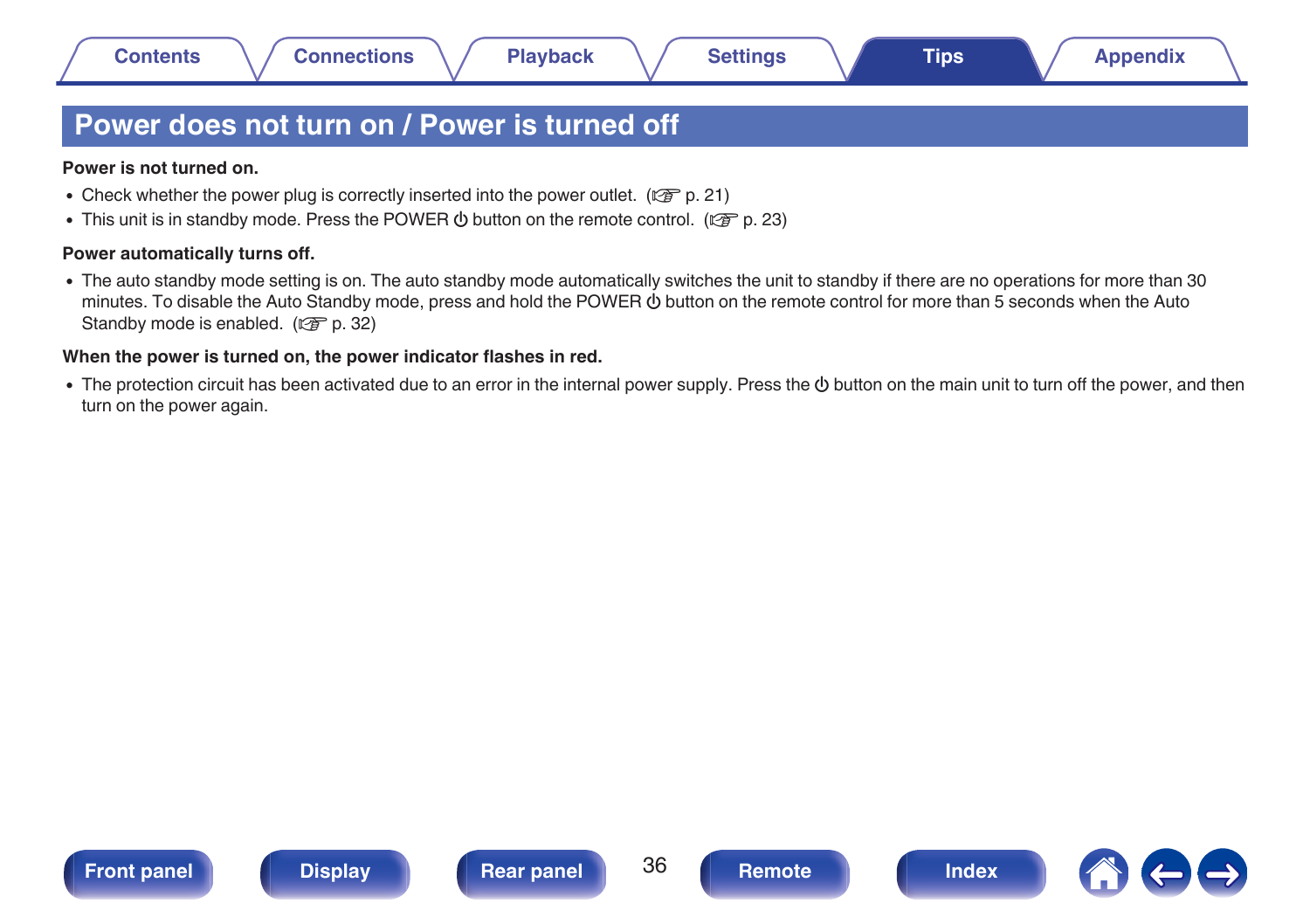# Power does not turn on / Power is turned off

**Power is not turned on.**

- Check whether the power plug is correctly inserted into the power outlet. (☞ p. 21)
- This unit is in standby mode. Press the POWER ⏻ button on the remote control. (☞ p. 23)

**Power automatically turns off.**

- The auto standby mode setting is on. The auto standby mode automatically switches the unit to standby if there are no operations for more than 30 minutes. To disable the Auto Standby mode, press and hold the POWER ⏻ button on the remote control for more than 5 seconds when the Auto Standby mode is enabled. (☞ p. 32)

**When the power is turned on, the power indicator flashes in red.**

- The protection circuit has been activated due to an error in the internal power supply. Press the ⏻ button on the main unit to turn off the power, and then turn on the power again.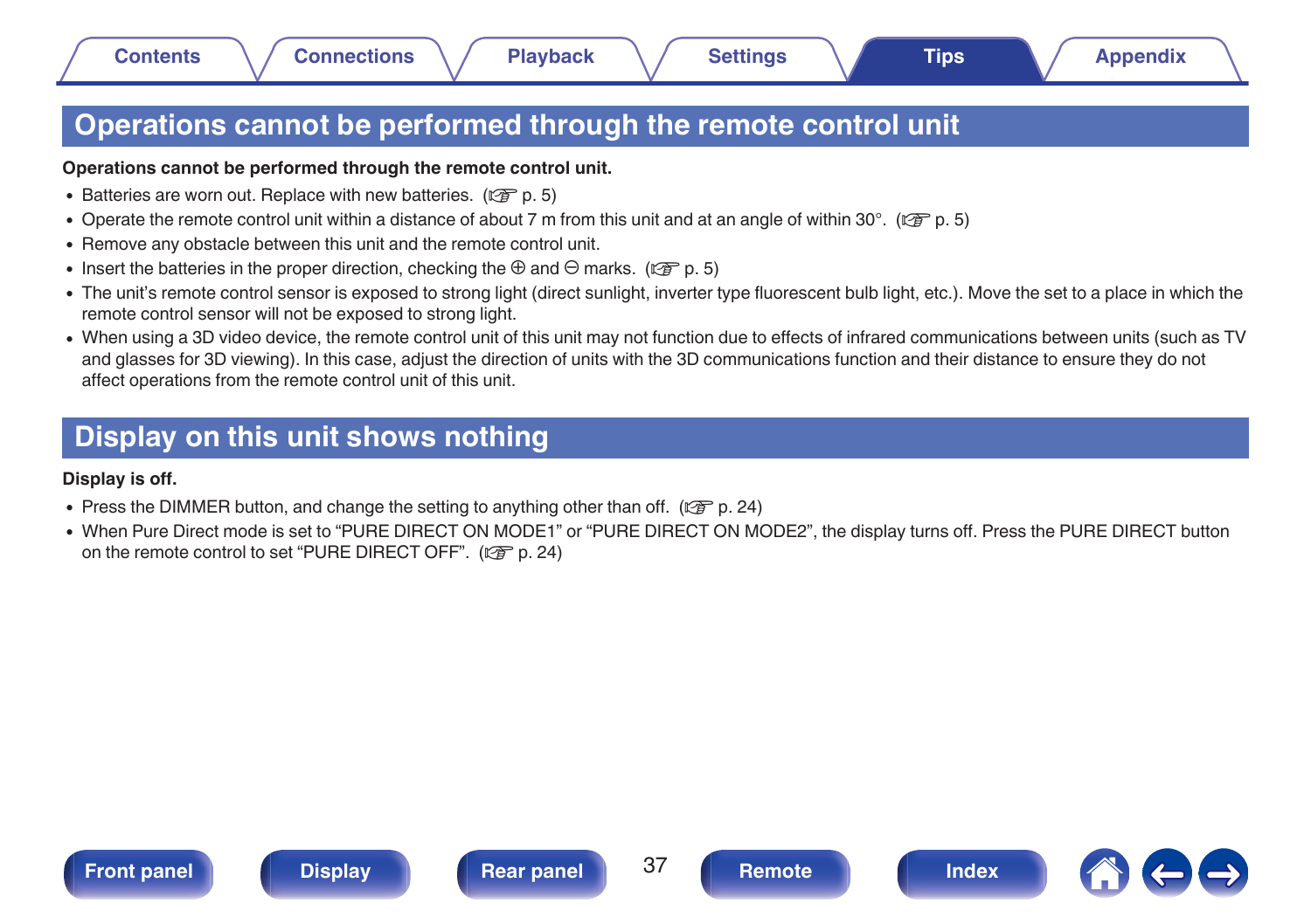## Operations cannot be performed through the remote control unit

**Operations cannot be performed through the remote control unit.**

- Batteries are worn out. Replace with new batteries. (☞ p. 5)
- Operate the remote control unit within a distance of about 7 m from this unit and at an angle of within 30°. (☞ p. 5)
- Remove any obstacle between this unit and the remote control unit.
- Insert the batteries in the proper direction, checking the ⊕ and ⊖ marks. (☞ p. 5)
- The unit's remote control sensor is exposed to strong light (direct sunlight, inverter type fluorescent bulb light, etc.). Move the set to a place in which the remote control sensor will not be exposed to strong light.
- When using a 3D video device, the remote control unit of this unit may not function due to effects of infrared communications between units (such as TV and glasses for 3D viewing). In this case, adjust the direction of units with the 3D communications function and their distance to ensure they do not affect operations from the remote control unit of this unit.

## Display on this unit shows nothing

**Display is off.**

- Press the DIMMER button, and change the setting to anything other than off. (☞ p. 24)
- When Pure Direct mode is set to "PURE DIRECT ON MODE1" or "PURE DIRECT ON MODE2", the display turns off. Press the PURE DIRECT button on the remote control to set "PURE DIRECT OFF". (☞ p. 24)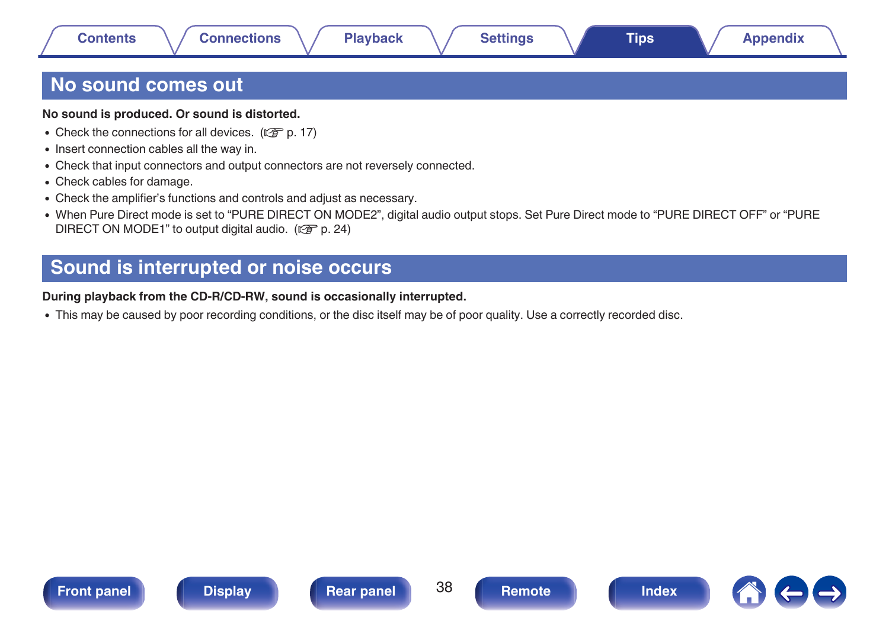## No sound comes out

**No sound is produced. Or sound is distorted.**

- Check the connections for all devices. (☞ p. 17)
- Insert connection cables all the way in.
- Check that input connectors and output connectors are not reversely connected.
- Check cables for damage.
- Check the amplifier's functions and controls and adjust as necessary.
- When Pure Direct mode is set to "PURE DIRECT ON MODE2", digital audio output stops. Set Pure Direct mode to "PURE DIRECT OFF" or "PURE DIRECT ON MODE1" to output digital audio. (☞ p. 24)

## Sound is interrupted or noise occurs

**During playback from the CD-R/CD-RW, sound is occasionally interrupted.**

- This may be caused by poor recording conditions, or the disc itself may be of poor quality. Use a correctly recorded disc.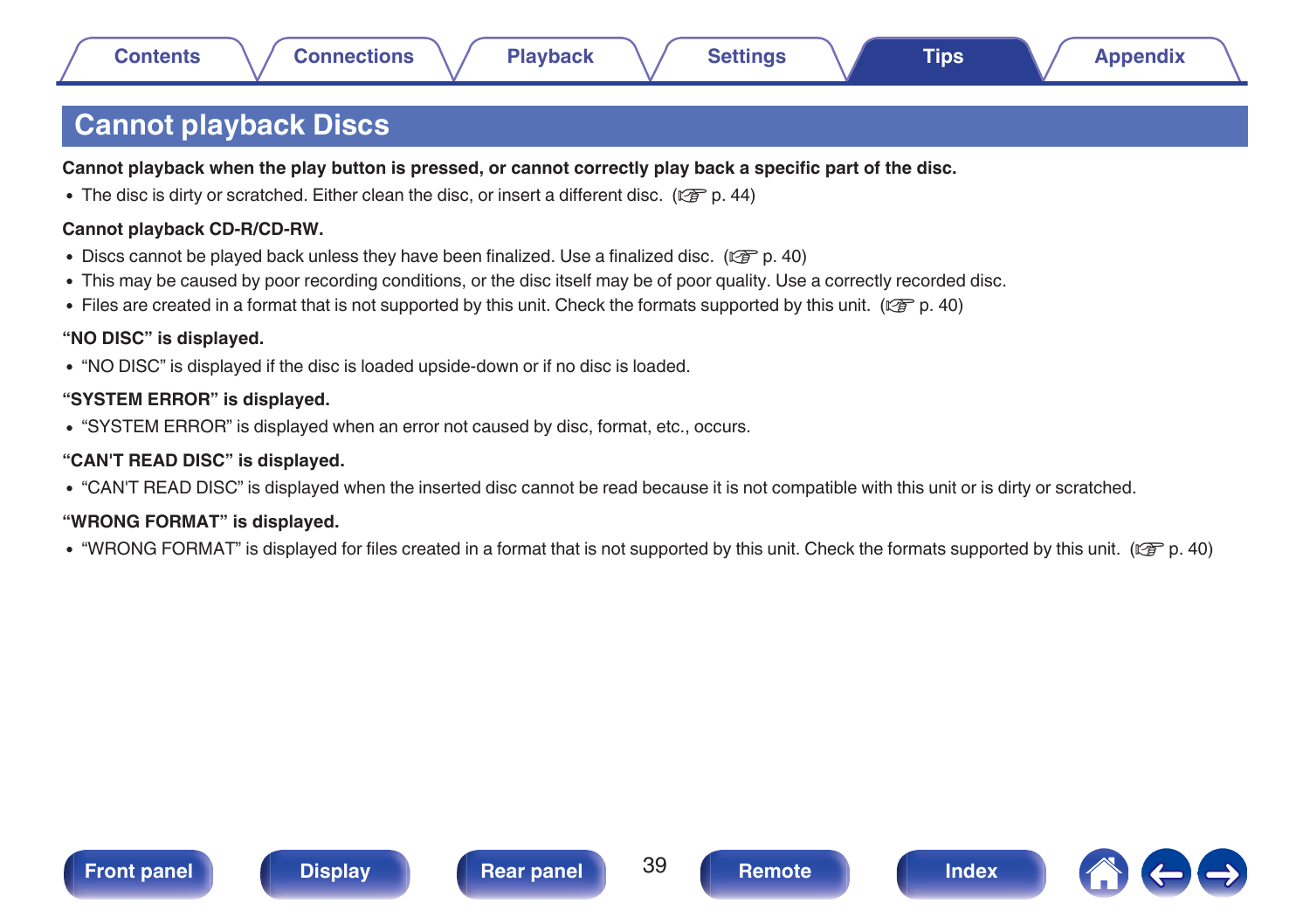# Cannot playback Discs

**Cannot playback when the play button is pressed, or cannot correctly play back a specific part of the disc.**

- The disc is dirty or scratched. Either clean the disc, or insert a different disc. (☞ p. 44)

**Cannot playback CD-R/CD-RW.**

- Discs cannot be played back unless they have been finalized. Use a finalized disc. (☞ p. 40)
- This may be caused by poor recording conditions, or the disc itself may be of poor quality. Use a correctly recorded disc.
- Files are created in a format that is not supported by this unit. Check the formats supported by this unit. (☞ p. 40)

**"NO DISC" is displayed.**

- "NO DISC" is displayed if the disc is loaded upside-down or if no disc is loaded.

**"SYSTEM ERROR" is displayed.**

- "SYSTEM ERROR" is displayed when an error not caused by disc, format, etc., occurs.

**"CAN'T READ DISC" is displayed.**

- "CAN'T READ DISC" is displayed when the inserted disc cannot be read because it is not compatible with this unit or is dirty or scratched.

**"WRONG FORMAT" is displayed.**

- "WRONG FORMAT" is displayed for files created in a format that is not supported by this unit. Check the formats supported by this unit. (☞ p. 40)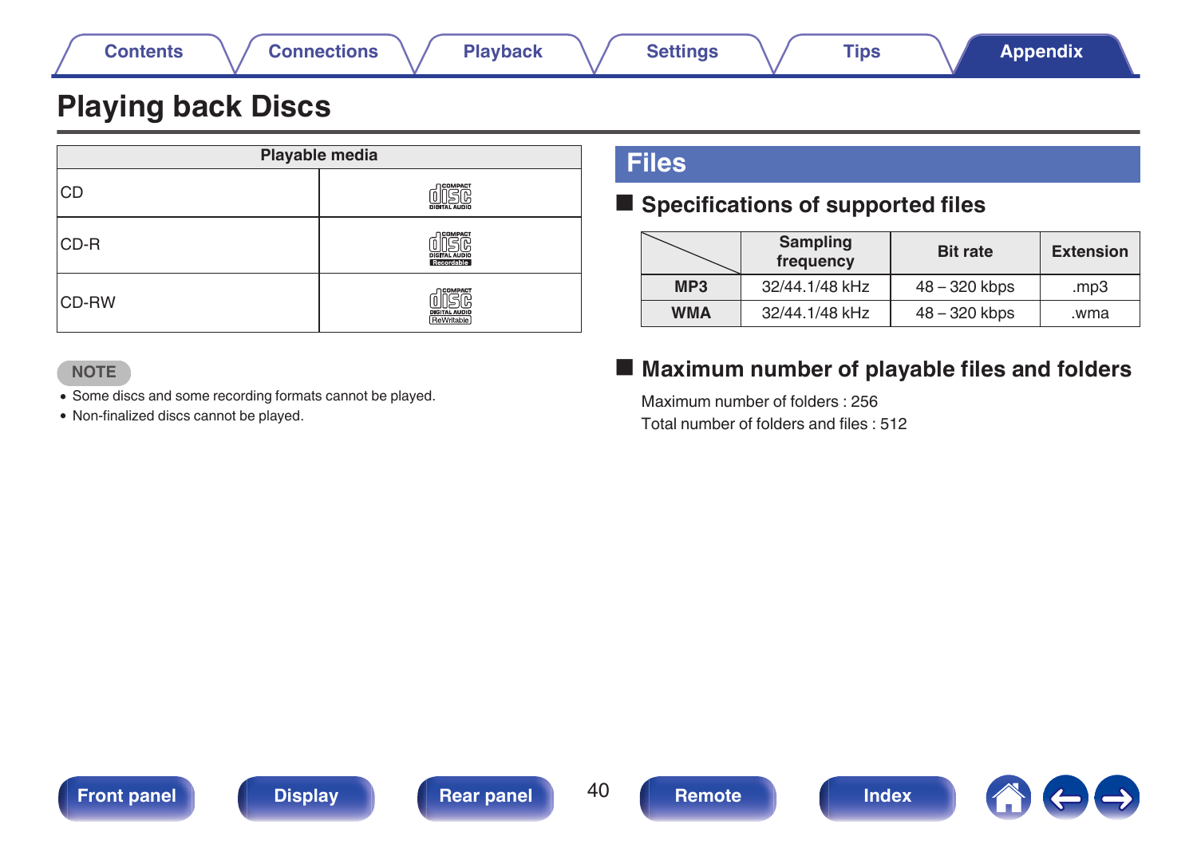# Playing back Discs

| Playable media | |
|---|---|
| CD | COMPACT DISC DIGITAL AUDIO |
| CD-R | COMPACT DISC DIGITAL AUDIO Recordable |
| CD-RW | COMPACT DISC DIGITAL AUDIO ReWritable |

**NOTE**

- Some discs and some recording formats cannot be played.
- Non-finalized discs cannot be played.

## Files

### Specifications of supported files

| | Sampling frequency | Bit rate | Extension |
|---|---|---|---|
| **MP3** | 32/44.1/48 kHz | 48 – 320 kbps | .mp3 |
| **WMA** | 32/44.1/48 kHz | 48 – 320 kbps | .wma |

### Maximum number of playable files and folders

Maximum number of folders : 256

Total number of folders and files : 512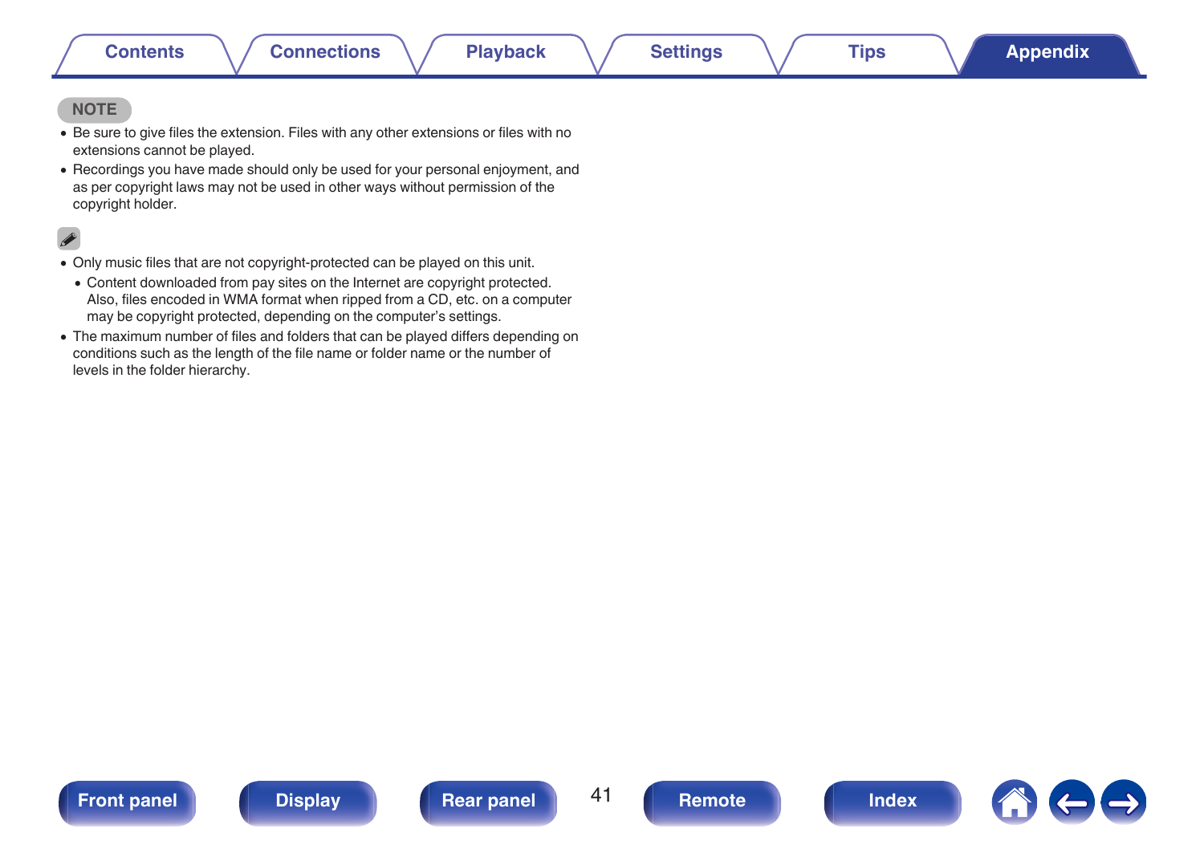NOTE

- Be sure to give files the extension. Files with any other extensions or files with no extensions cannot be played.
- Recordings you have made should only be used for your personal enjoyment, and as per copyright laws may not be used in other ways without permission of the copyright holder.

- Only music files that are not copyright-protected can be played on this unit.
  - Content downloaded from pay sites on the Internet are copyright protected. Also, files encoded in WMA format when ripped from a CD, etc. on a computer may be copyright protected, depending on the computer's settings.
- The maximum number of files and folders that can be played differs depending on conditions such as the length of the file name or folder name or the number of levels in the folder hierarchy.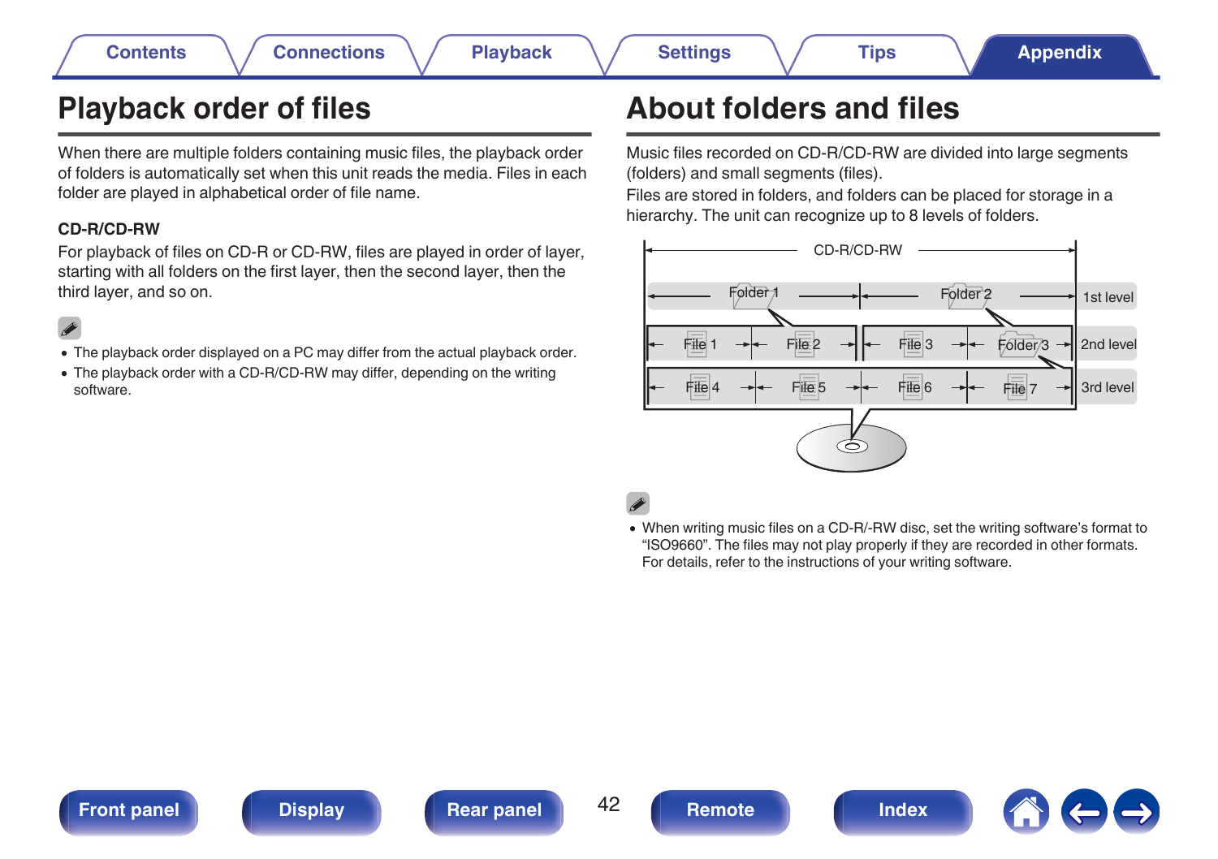# Playback order of files

When there are multiple folders containing music files, the playback order of folders is automatically set when this unit reads the media. Files in each folder are played in alphabetical order of file name.

### CD-R/CD-RW

For playback of files on CD-R or CD-RW, files are played in order of layer, starting with all folders on the first layer, then the second layer, then the third layer, and so on.

- The playback order displayed on a PC may differ from the actual playback order.
- The playback order with a CD-R/CD-RW may differ, depending on the writing software.

# About folders and files

Music files recorded on CD-R/CD-RW are divided into large segments (folders) and small segments (files).

Files are stored in folders, and folders can be placed for storage in a hierarchy. The unit can recognize up to 8 levels of folders.

CD-R/CD-RW

Folder 1 | Folder 2 — 1st level

File 1 | File 2 | File 3 | Folder 3 — 2nd level

File 4 | File 5 | File 6 | File 7 — 3rd level

- When writing music files on a CD-R/-RW disc, set the writing software's format to "ISO9660". The files may not play properly if they are recorded in other formats. For details, refer to the instructions of your writing software.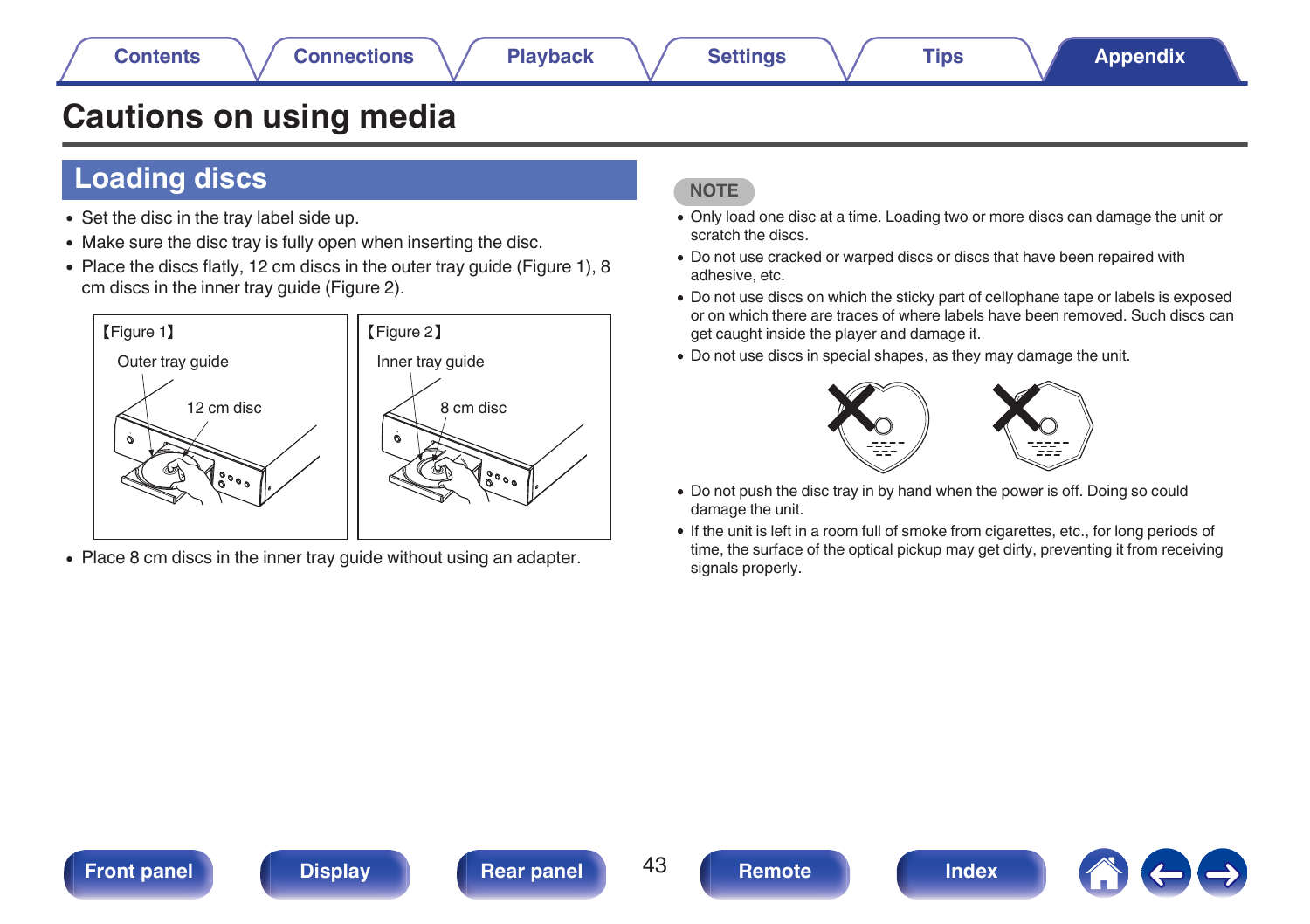# Cautions on using media

## Loading discs

- Set the disc in the tray label side up.
- Make sure the disc tray is fully open when inserting the disc.
- Place the discs flatly, 12 cm discs in the outer tray guide (Figure 1), 8 cm discs in the inner tray guide (Figure 2).

【Figure 1】 Outer tray guide, 12 cm disc

【Figure 2】 Inner tray guide, 8 cm disc

- Place 8 cm discs in the inner tray guide without using an adapter.

**NOTE**

- Only load one disc at a time. Loading two or more discs can damage the unit or scratch the discs.
- Do not use cracked or warped discs or discs that have been repaired with adhesive, etc.
- Do not use discs on which the sticky part of cellophane tape or labels is exposed or on which there are traces of where labels have been removed. Such discs can get caught inside the player and damage it.
- Do not use discs in special shapes, as they may damage the unit.
- Do not push the disc tray in by hand when the power is off. Doing so could damage the unit.
- If the unit is left in a room full of smoke from cigarettes, etc., for long periods of time, the surface of the optical pickup may get dirty, preventing it from receiving signals properly.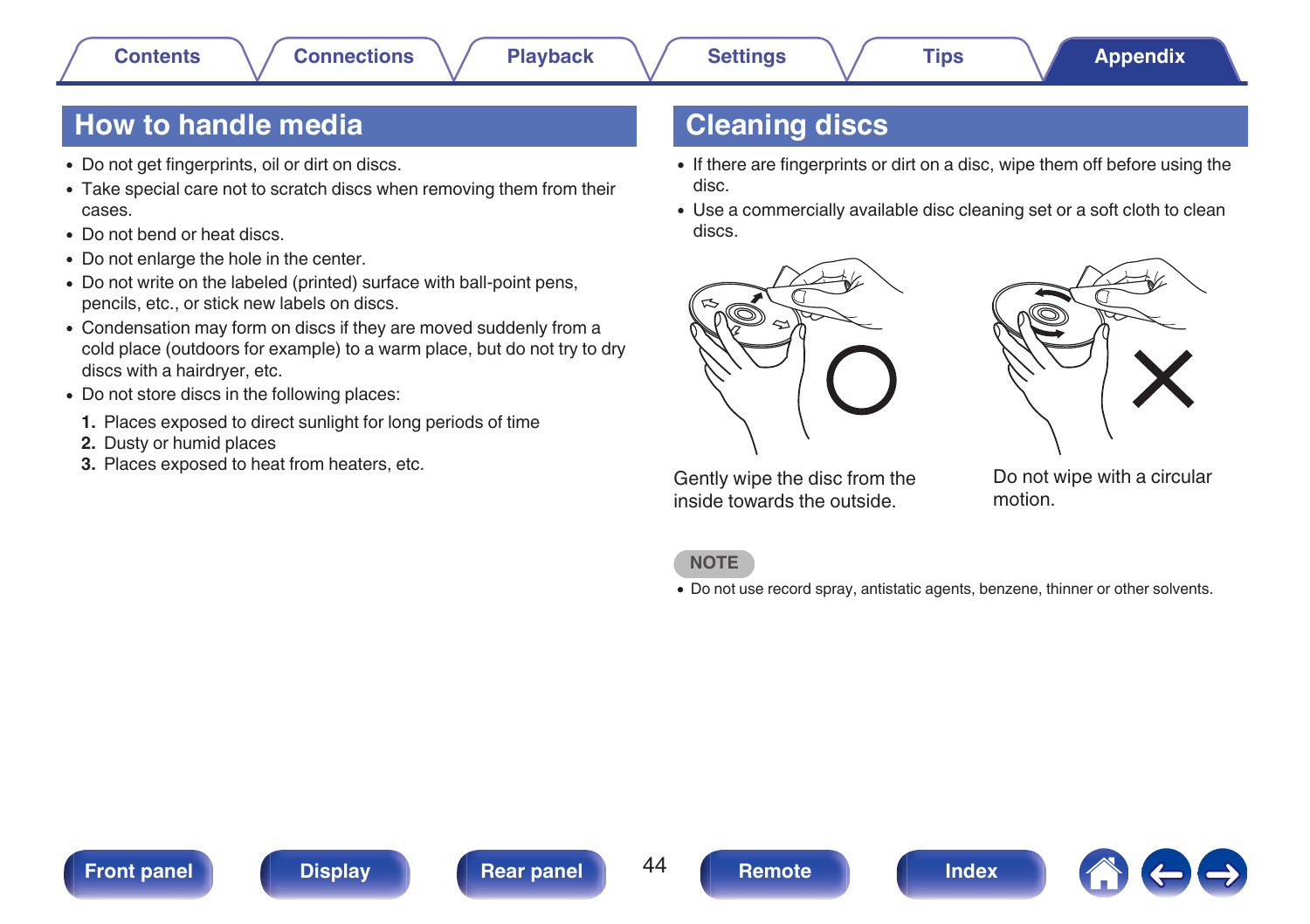## How to handle media

- Do not get fingerprints, oil or dirt on discs.
- Take special care not to scratch discs when removing them from their cases.
- Do not bend or heat discs.
- Do not enlarge the hole in the center.
- Do not write on the labeled (printed) surface with ball-point pens, pencils, etc., or stick new labels on discs.
- Condensation may form on discs if they are moved suddenly from a cold place (outdoors for example) to a warm place, but do not try to dry discs with a hairdryer, etc.
- Do not store discs in the following places:

1. Places exposed to direct sunlight for long periods of time
2. Dusty or humid places
3. Places exposed to heat from heaters, etc.

## Cleaning discs

- If there are fingerprints or dirt on a disc, wipe them off before using the disc.
- Use a commercially available disc cleaning set or a soft cloth to clean discs.

Gently wipe the disc from the inside towards the outside.

Do not wipe with a circular motion.

**NOTE**

- Do not use record spray, antistatic agents, benzene, thinner or other solvents.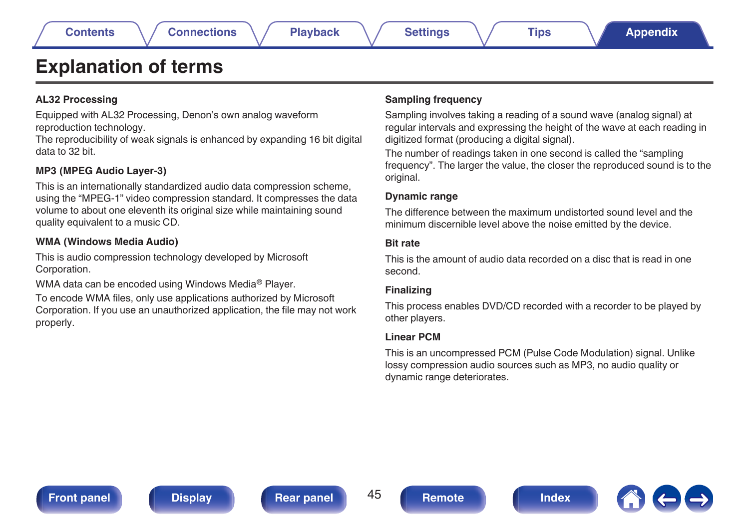# Explanation of terms

### AL32 Processing

Equipped with AL32 Processing, Denon's own analog waveform reproduction technology.
The reproducibility of weak signals is enhanced by expanding 16 bit digital data to 32 bit.

### MP3 (MPEG Audio Layer-3)

This is an internationally standardized audio data compression scheme, using the "MPEG-1" video compression standard. It compresses the data volume to about one eleventh its original size while maintaining sound quality equivalent to a music CD.

### WMA (Windows Media Audio)

This is audio compression technology developed by Microsoft Corporation.

WMA data can be encoded using Windows Media® Player.

To encode WMA files, only use applications authorized by Microsoft Corporation. If you use an unauthorized application, the file may not work properly.

### Sampling frequency

Sampling involves taking a reading of a sound wave (analog signal) at regular intervals and expressing the height of the wave at each reading in digitized format (producing a digital signal).

The number of readings taken in one second is called the "sampling frequency". The larger the value, the closer the reproduced sound is to the original.

### Dynamic range

The difference between the maximum undistorted sound level and the minimum discernible level above the noise emitted by the device.

### Bit rate

This is the amount of audio data recorded on a disc that is read in one second.

### Finalizing

This process enables DVD/CD recorded with a recorder to be played by other players.

### Linear PCM

This is an uncompressed PCM (Pulse Code Modulation) signal. Unlike lossy compression audio sources such as MP3, no audio quality or dynamic range deteriorates.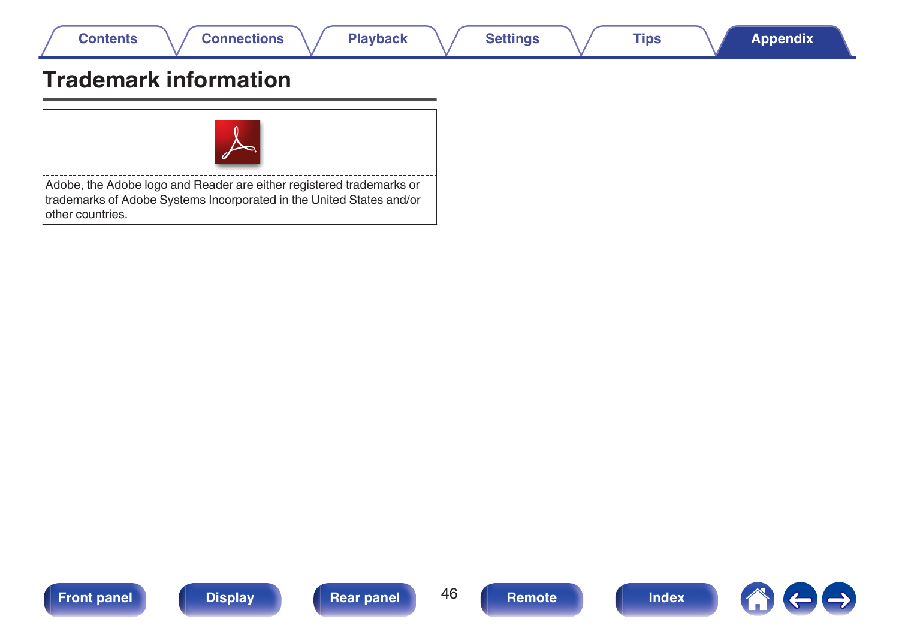# Trademark information

Adobe, the Adobe logo and Reader are either registered trademarks or trademarks of Adobe Systems Incorporated in the United States and/or other countries.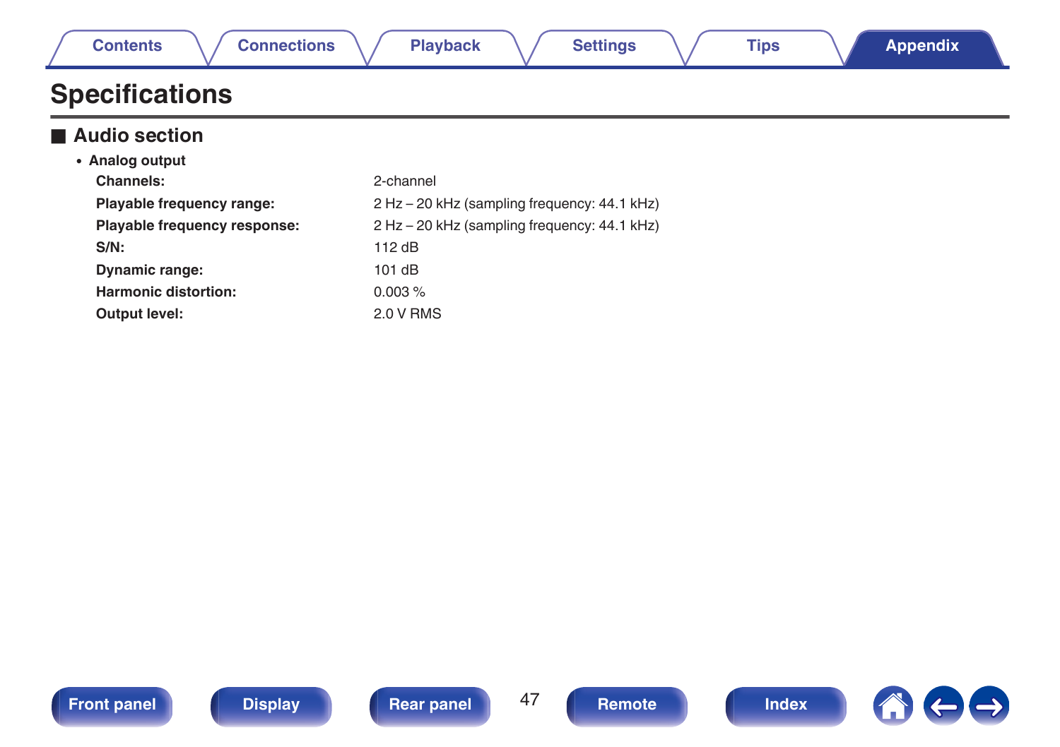# Specifications

## ■ Audio section

- **Analog output**

| | |
|---|---|
| **Channels:** | 2-channel |
| **Playable frequency range:** | 2 Hz – 20 kHz (sampling frequency: 44.1 kHz) |
| **Playable frequency response:** | 2 Hz – 20 kHz (sampling frequency: 44.1 kHz) |
| **S/N:** | 112 dB |
| **Dynamic range:** | 101 dB |
| **Harmonic distortion:** | 0.003 % |
| **Output level:** | 2.0 V RMS |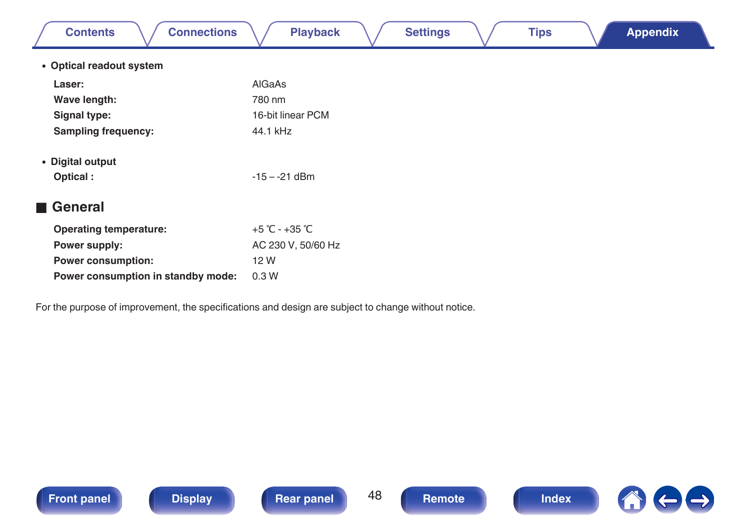- **Optical readout system**

**Laser:** AlGaAs
**Wave length:** 780 nm
**Signal type:** 16-bit linear PCM
**Sampling frequency:** 44.1 kHz

- **Digital output**

**Optical :** -15 – -21 dBm

## ■ General

**Operating temperature:** +5 ℃ - +35 ℃
**Power supply:** AC 230 V, 50/60 Hz
**Power consumption:** 12 W
**Power consumption in standby mode:** 0.3 W

For the purpose of improvement, the specifications and design are subject to change without notice.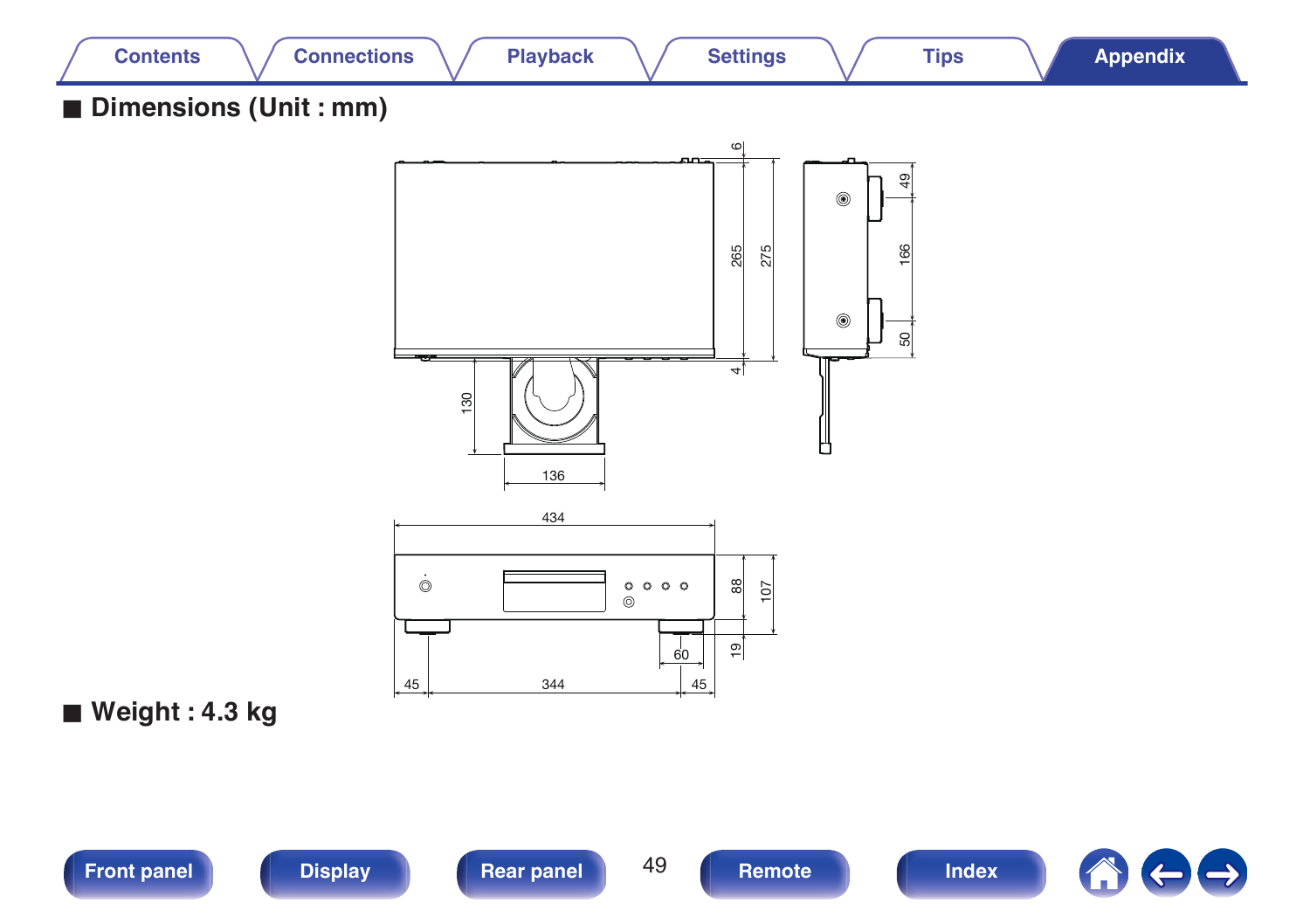## ■ Dimensions (Unit : mm)

## ■ Weight : 4.3 kg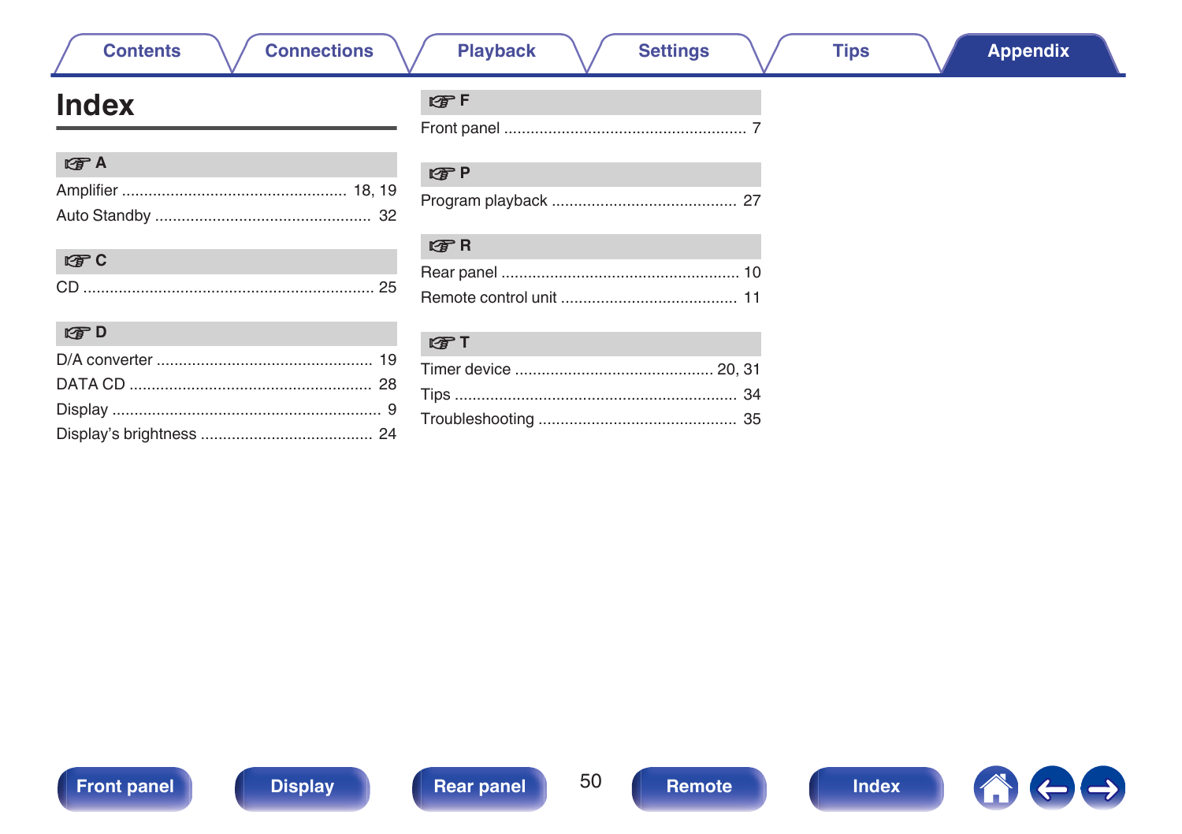# Index

## A

Amplifier .................................................. 18, 19
Auto Standby ................................................ 32

## C

CD .................................................................. 25

## D

D/A converter ................................................ 19
DATA CD ...................................................... 28
Display ............................................................ 9
Display's brightness ...................................... 24

## F

Front panel ....................................................... 7

## P

Program playback .......................................... 27

## R

Rear panel ...................................................... 10
Remote control unit ........................................ 11

## T

Timer device ............................................ 20, 31
Tips ................................................................ 34
Troubleshooting ............................................. 35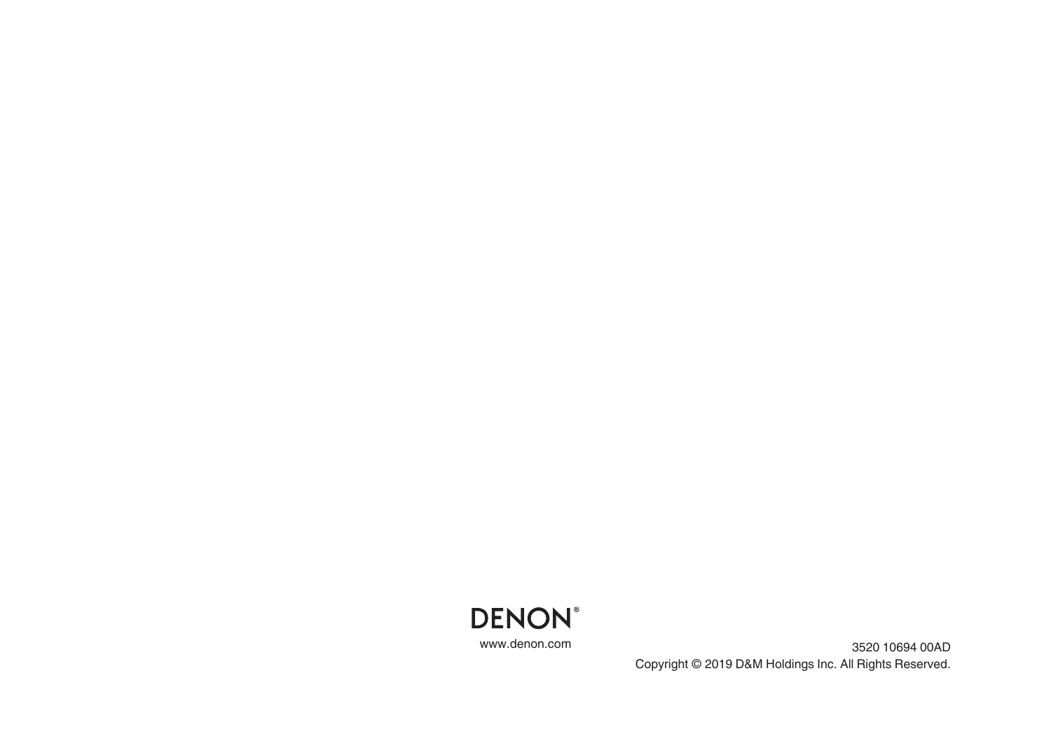DENON®

www.denon.com

3520 10694 00AD

Copyright © 2019 D&M Holdings Inc. All Rights Reserved.